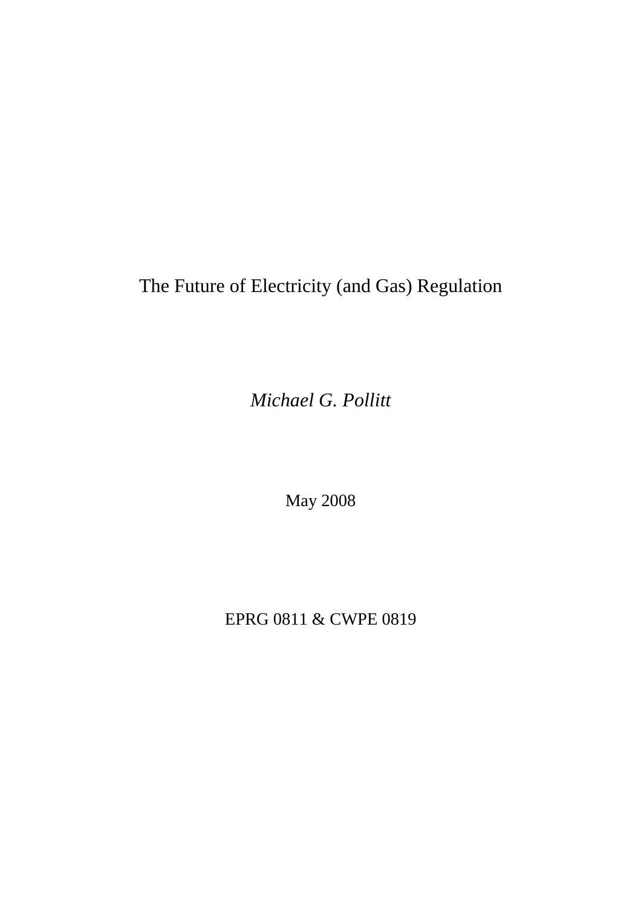# The Future of Electricity (and Gas) Regulation

*Michael G. Pollitt*

May 2008

EPRG 0811 & CWPE 0819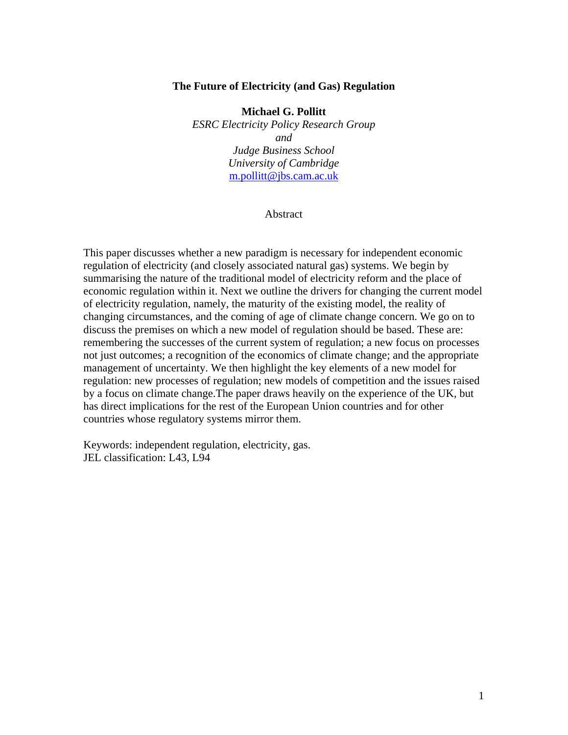**The Future of Electricity (and Gas) Regulation**

**Michael G. Pollitt**

*ESRC Electricity Policy Research Group*
*and*
*Judge Business School*
*University of Cambridge*
m.pollitt@jbs.cam.ac.uk

Abstract

This paper discusses whether a new paradigm is necessary for independent economic regulation of electricity (and closely associated natural gas) systems. We begin by summarising the nature of the traditional model of electricity reform and the place of economic regulation within it. Next we outline the drivers for changing the current model of electricity regulation, namely, the maturity of the existing model, the reality of changing circumstances, and the coming of age of climate change concern. We go on to discuss the premises on which a new model of regulation should be based. These are: remembering the successes of the current system of regulation; a new focus on processes not just outcomes; a recognition of the economics of climate change; and the appropriate management of uncertainty. We then highlight the key elements of a new model for regulation: new processes of regulation; new models of competition and the issues raised by a focus on climate change.The paper draws heavily on the experience of the UK, but has direct implications for the rest of the European Union countries and for other countries whose regulatory systems mirror them.

Keywords: independent regulation, electricity, gas.
JEL classification: L43, L94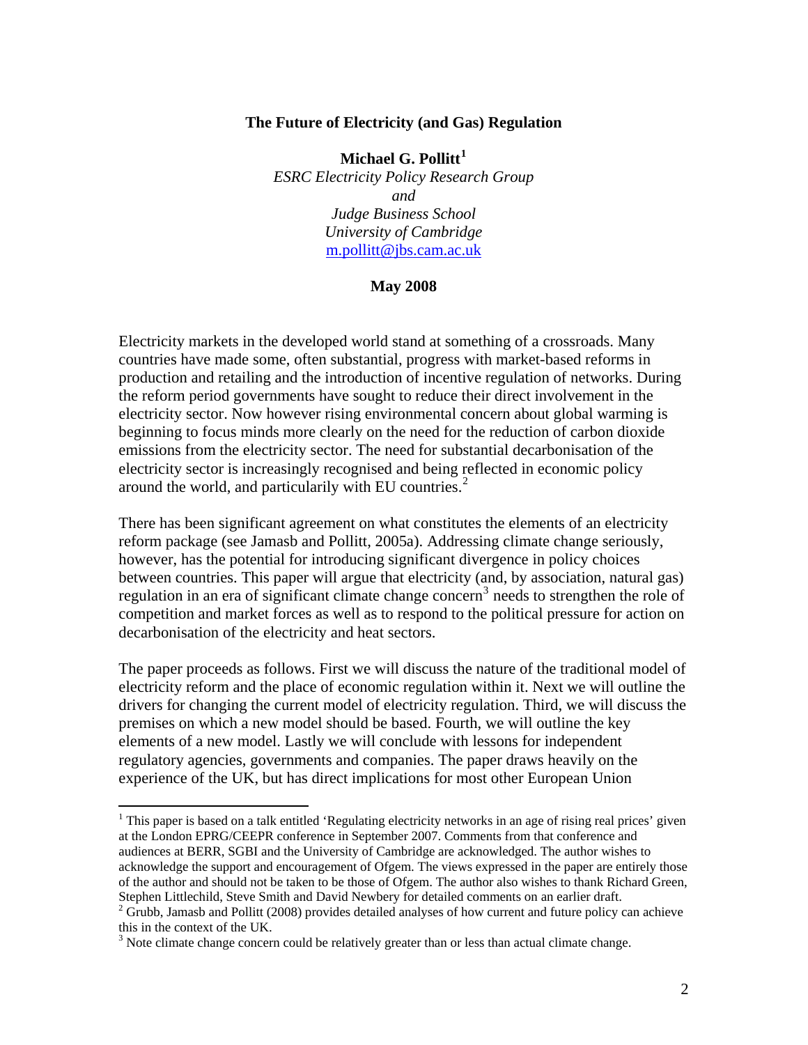**The Future of Electricity (and Gas) Regulation**

**Michael G. Pollitt**[1]

*ESRC Electricity Policy Research Group*
*and*
*Judge Business School*
*University of Cambridge*
m.pollitt@jbs.cam.ac.uk

**May 2008**

Electricity markets in the developed world stand at something of a crossroads. Many countries have made some, often substantial, progress with market-based reforms in production and retailing and the introduction of incentive regulation of networks. During the reform period governments have sought to reduce their direct involvement in the electricity sector. Now however rising environmental concern about global warming is beginning to focus minds more clearly on the need for the reduction of carbon dioxide emissions from the electricity sector. The need for substantial decarbonisation of the electricity sector is increasingly recognised and being reflected in economic policy around the world, and particularily with EU countries.[2]

There has been significant agreement on what constitutes the elements of an electricity reform package (see Jamasb and Pollitt, 2005a). Addressing climate change seriously, however, has the potential for introducing significant divergence in policy choices between countries. This paper will argue that electricity (and, by association, natural gas) regulation in an era of significant climate change concern[3] needs to strengthen the role of competition and market forces as well as to respond to the political pressure for action on decarbonisation of the electricity and heat sectors.

The paper proceeds as follows. First we will discuss the nature of the traditional model of electricity reform and the place of economic regulation within it. Next we will outline the drivers for changing the current model of electricity regulation. Third, we will discuss the premises on which a new model should be based. Fourth, we will outline the key elements of a new model. Lastly we will conclude with lessons for independent regulatory agencies, governments and companies. The paper draws heavily on the experience of the UK, but has direct implications for most other European Union

---

[1] This paper is based on a talk entitled 'Regulating electricity networks in an age of rising real prices' given at the London EPRG/CEEPR conference in September 2007. Comments from that conference and audiences at BERR, SGBI and the University of Cambridge are acknowledged. The author wishes to acknowledge the support and encouragement of Ofgem. The views expressed in the paper are entirely those of the author and should not be taken to be those of Ofgem. The author also wishes to thank Richard Green, Stephen Littlechild, Steve Smith and David Newbery for detailed comments on an earlier draft.

[2] Grubb, Jamasb and Pollitt (2008) provides detailed analyses of how current and future policy can achieve this in the context of the UK.

[3] Note climate change concern could be relatively greater than or less than actual climate change.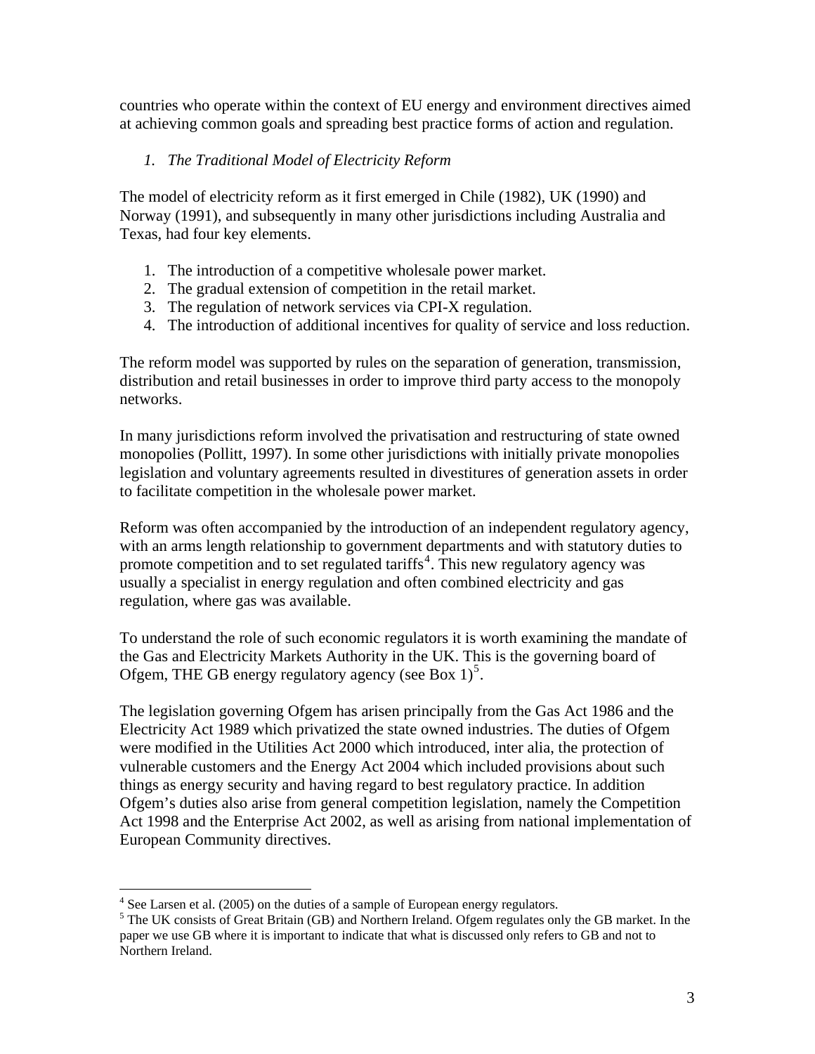countries who operate within the context of EU energy and environment directives aimed at achieving common goals and spreading best practice forms of action and regulation.

## *1. The Traditional Model of Electricity Reform*

The model of electricity reform as it first emerged in Chile (1982), UK (1990) and Norway (1991), and subsequently in many other jurisdictions including Australia and Texas, had four key elements.

1. The introduction of a competitive wholesale power market.
2. The gradual extension of competition in the retail market.
3. The regulation of network services via CPI-X regulation.
4. The introduction of additional incentives for quality of service and loss reduction.

The reform model was supported by rules on the separation of generation, transmission, distribution and retail businesses in order to improve third party access to the monopoly networks.

In many jurisdictions reform involved the privatisation and restructuring of state owned monopolies (Pollitt, 1997). In some other jurisdictions with initially private monopolies legislation and voluntary agreements resulted in divestitures of generation assets in order to facilitate competition in the wholesale power market.

Reform was often accompanied by the introduction of an independent regulatory agency, with an arms length relationship to government departments and with statutory duties to promote competition and to set regulated tariffs[4]. This new regulatory agency was usually a specialist in energy regulation and often combined electricity and gas regulation, where gas was available.

To understand the role of such economic regulators it is worth examining the mandate of the Gas and Electricity Markets Authority in the UK. This is the governing board of Ofgem, THE GB energy regulatory agency (see Box 1)[5].

The legislation governing Ofgem has arisen principally from the Gas Act 1986 and the Electricity Act 1989 which privatized the state owned industries. The duties of Ofgem were modified in the Utilities Act 2000 which introduced, inter alia, the protection of vulnerable customers and the Energy Act 2004 which included provisions about such things as energy security and having regard to best regulatory practice. In addition Ofgem's duties also arise from general competition legislation, namely the Competition Act 1998 and the Enterprise Act 2002, as well as arising from national implementation of European Community directives.

[4] See Larsen et al. (2005) on the duties of a sample of European energy regulators.

[5] The UK consists of Great Britain (GB) and Northern Ireland. Ofgem regulates only the GB market. In the paper we use GB where it is important to indicate that what is discussed only refers to GB and not to Northern Ireland.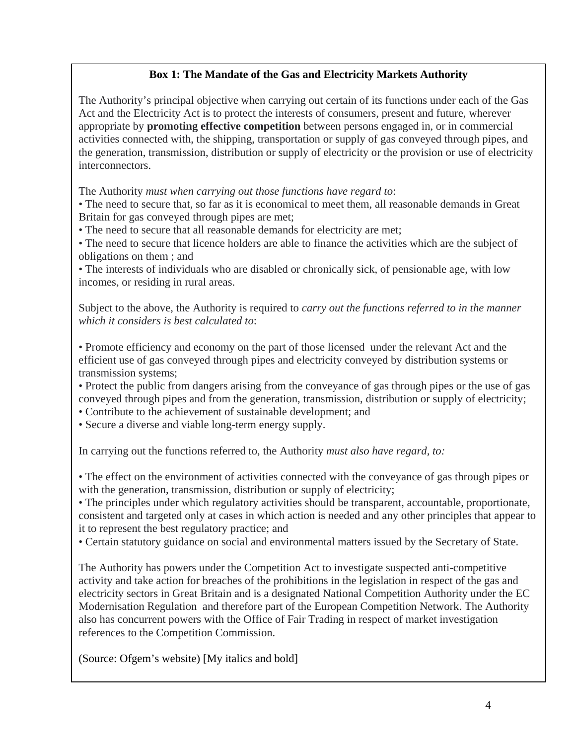**Box 1: The Mandate of the Gas and Electricity Markets Authority**

The Authority's principal objective when carrying out certain of its functions under each of the Gas Act and the Electricity Act is to protect the interests of consumers, present and future, wherever appropriate by **promoting effective competition** between persons engaged in, or in commercial activities connected with, the shipping, transportation or supply of gas conveyed through pipes, and the generation, transmission, distribution or supply of electricity or the provision or use of electricity interconnectors.

The Authority *must when carrying out those functions have regard to*:

- The need to secure that, so far as it is economical to meet them, all reasonable demands in Great Britain for gas conveyed through pipes are met;
- The need to secure that all reasonable demands for electricity are met;
- The need to secure that licence holders are able to finance the activities which are the subject of obligations on them ; and
- The interests of individuals who are disabled or chronically sick, of pensionable age, with low incomes, or residing in rural areas.

Subject to the above, the Authority is required to *carry out the functions referred to in the manner which it considers is best calculated to*:

- Promote efficiency and economy on the part of those licensed under the relevant Act and the efficient use of gas conveyed through pipes and electricity conveyed by distribution systems or transmission systems;
- Protect the public from dangers arising from the conveyance of gas through pipes or the use of gas conveyed through pipes and from the generation, transmission, distribution or supply of electricity;
- Contribute to the achievement of sustainable development; and
- Secure a diverse and viable long-term energy supply.

In carrying out the functions referred to, the Authority *must also have regard, to:*

- The effect on the environment of activities connected with the conveyance of gas through pipes or with the generation, transmission, distribution or supply of electricity;
- The principles under which regulatory activities should be transparent, accountable, proportionate, consistent and targeted only at cases in which action is needed and any other principles that appear to it to represent the best regulatory practice; and
- Certain statutory guidance on social and environmental matters issued by the Secretary of State.

The Authority has powers under the Competition Act to investigate suspected anti-competitive activity and take action for breaches of the prohibitions in the legislation in respect of the gas and electricity sectors in Great Britain and is a designated National Competition Authority under the EC Modernisation Regulation and therefore part of the European Competition Network. The Authority also has concurrent powers with the Office of Fair Trading in respect of market investigation references to the Competition Commission.

(Source: Ofgem's website) [My italics and bold]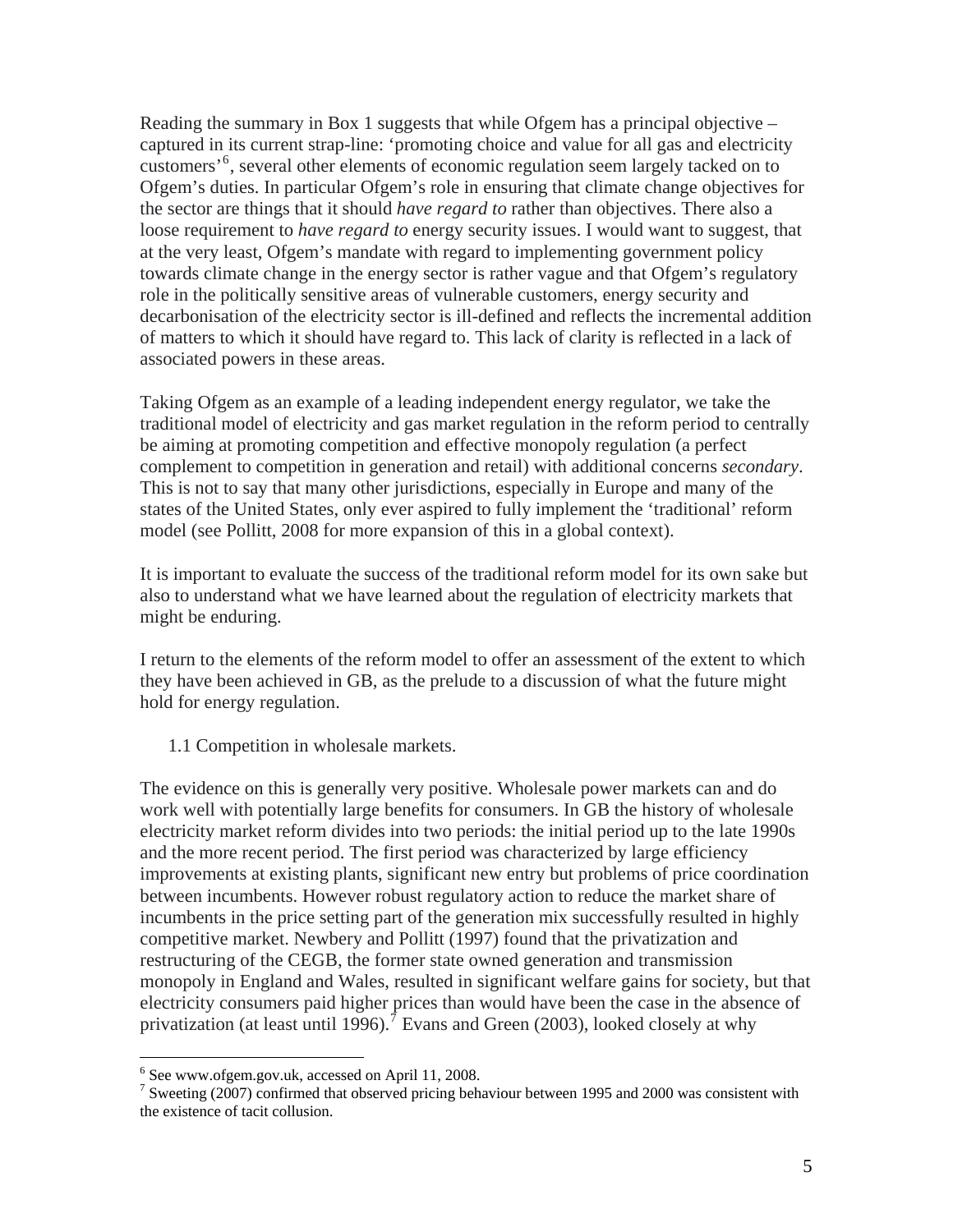Reading the summary in Box 1 suggests that while Ofgem has a principal objective – captured in its current strap-line: 'promoting choice and value for all gas and electricity customers'[6], several other elements of economic regulation seem largely tacked on to Ofgem's duties. In particular Ofgem's role in ensuring that climate change objectives for the sector are things that it should *have regard to* rather than objectives. There also a loose requirement to *have regard to* energy security issues. I would want to suggest, that at the very least, Ofgem's mandate with regard to implementing government policy towards climate change in the energy sector is rather vague and that Ofgem's regulatory role in the politically sensitive areas of vulnerable customers, energy security and decarbonisation of the electricity sector is ill-defined and reflects the incremental addition of matters to which it should have regard to. This lack of clarity is reflected in a lack of associated powers in these areas.

Taking Ofgem as an example of a leading independent energy regulator, we take the traditional model of electricity and gas market regulation in the reform period to centrally be aiming at promoting competition and effective monopoly regulation (a perfect complement to competition in generation and retail) with additional concerns *secondary*. This is not to say that many other jurisdictions, especially in Europe and many of the states of the United States, only ever aspired to fully implement the 'traditional' reform model (see Pollitt, 2008 for more expansion of this in a global context).

It is important to evaluate the success of the traditional reform model for its own sake but also to understand what we have learned about the regulation of electricity markets that might be enduring.

I return to the elements of the reform model to offer an assessment of the extent to which they have been achieved in GB, as the prelude to a discussion of what the future might hold for energy regulation.

### 1.1 Competition in wholesale markets.

The evidence on this is generally very positive. Wholesale power markets can and do work well with potentially large benefits for consumers. In GB the history of wholesale electricity market reform divides into two periods: the initial period up to the late 1990s and the more recent period. The first period was characterized by large efficiency improvements at existing plants, significant new entry but problems of price coordination between incumbents. However robust regulatory action to reduce the market share of incumbents in the price setting part of the generation mix successfully resulted in highly competitive market. Newbery and Pollitt (1997) found that the privatization and restructuring of the CEGB, the former state owned generation and transmission monopoly in England and Wales, resulted in significant welfare gains for society, but that electricity consumers paid higher prices than would have been the case in the absence of privatization (at least until 1996).[7] Evans and Green (2003), looked closely at why

---

[6] See www.ofgem.gov.uk, accessed on April 11, 2008.

[7] Sweeting (2007) confirmed that observed pricing behaviour between 1995 and 2000 was consistent with the existence of tacit collusion.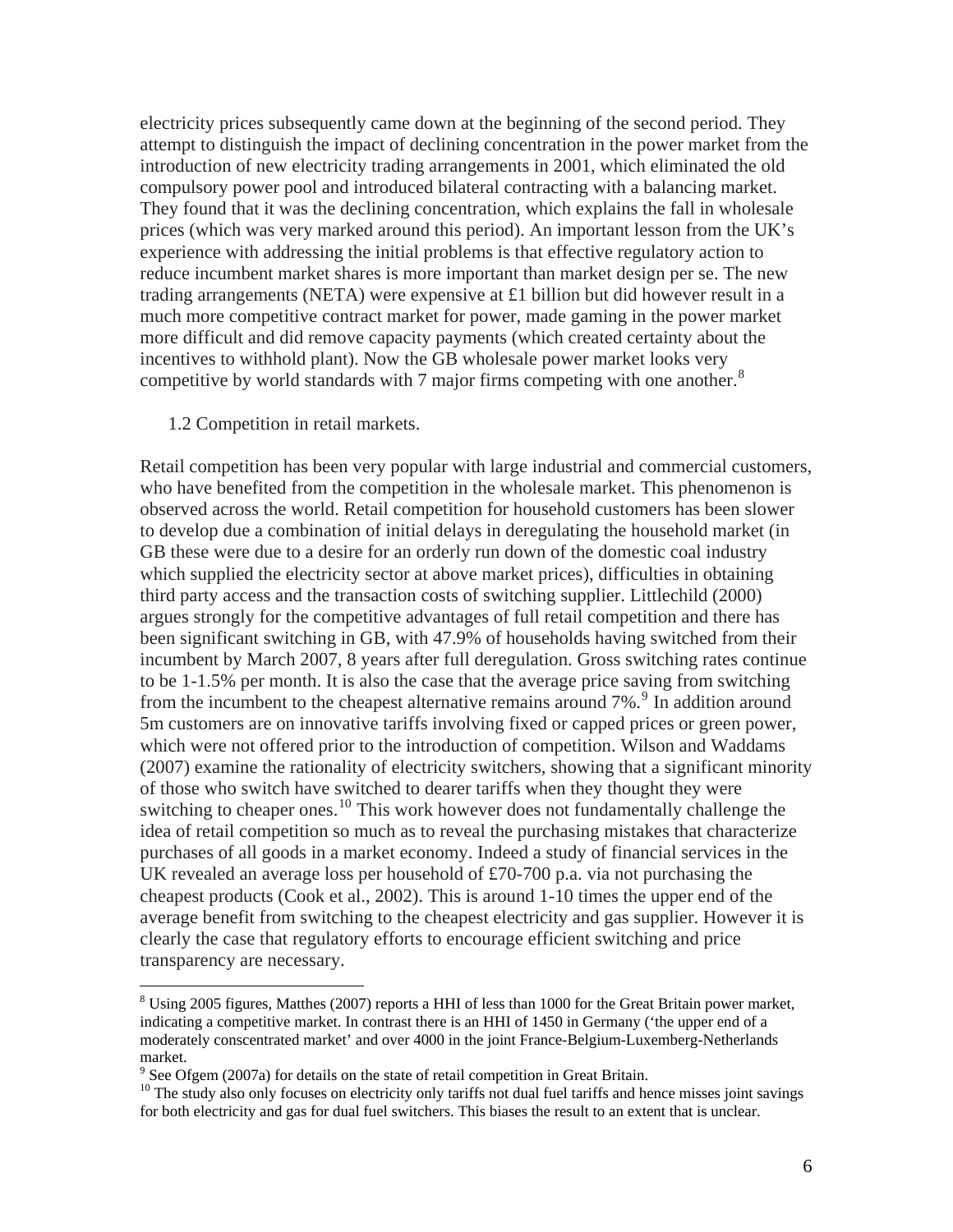electricity prices subsequently came down at the beginning of the second period. They attempt to distinguish the impact of declining concentration in the power market from the introduction of new electricity trading arrangements in 2001, which eliminated the old compulsory power pool and introduced bilateral contracting with a balancing market. They found that it was the declining concentration, which explains the fall in wholesale prices (which was very marked around this period). An important lesson from the UK's experience with addressing the initial problems is that effective regulatory action to reduce incumbent market shares is more important than market design per se. The new trading arrangements (NETA) were expensive at £1 billion but did however result in a much more competitive contract market for power, made gaming in the power market more difficult and did remove capacity payments (which created certainty about the incentives to withhold plant). Now the GB wholesale power market looks very competitive by world standards with 7 major firms competing with one another.[8]

### 1.2 Competition in retail markets.

Retail competition has been very popular with large industrial and commercial customers, who have benefited from the competition in the wholesale market. This phenomenon is observed across the world. Retail competition for household customers has been slower to develop due a combination of initial delays in deregulating the household market (in GB these were due to a desire for an orderly run down of the domestic coal industry which supplied the electricity sector at above market prices), difficulties in obtaining third party access and the transaction costs of switching supplier. Littlechild (2000) argues strongly for the competitive advantages of full retail competition and there has been significant switching in GB, with 47.9% of households having switched from their incumbent by March 2007, 8 years after full deregulation. Gross switching rates continue to be 1-1.5% per month. It is also the case that the average price saving from switching from the incumbent to the cheapest alternative remains around 7%.[9] In addition around 5m customers are on innovative tariffs involving fixed or capped prices or green power, which were not offered prior to the introduction of competition. Wilson and Waddams (2007) examine the rationality of electricity switchers, showing that a significant minority of those who switch have switched to dearer tariffs when they thought they were switching to cheaper ones.[10] This work however does not fundamentally challenge the idea of retail competition so much as to reveal the purchasing mistakes that characterize purchases of all goods in a market economy. Indeed a study of financial services in the UK revealed an average loss per household of £70-700 p.a. via not purchasing the cheapest products (Cook et al., 2002). This is around 1-10 times the upper end of the average benefit from switching to the cheapest electricity and gas supplier. However it is clearly the case that regulatory efforts to encourage efficient switching and price transparency are necessary.

---

[8] Using 2005 figures, Matthes (2007) reports a HHI of less than 1000 for the Great Britain power market, indicating a competitive market. In contrast there is an HHI of 1450 in Germany ('the upper end of a moderately conscentrated market' and over 4000 in the joint France-Belgium-Luxemberg-Netherlands market.

[9] See Ofgem (2007a) for details on the state of retail competition in Great Britain.

[10] The study also only focuses on electricity only tariffs not dual fuel tariffs and hence misses joint savings for both electricity and gas for dual fuel switchers. This biases the result to an extent that is unclear.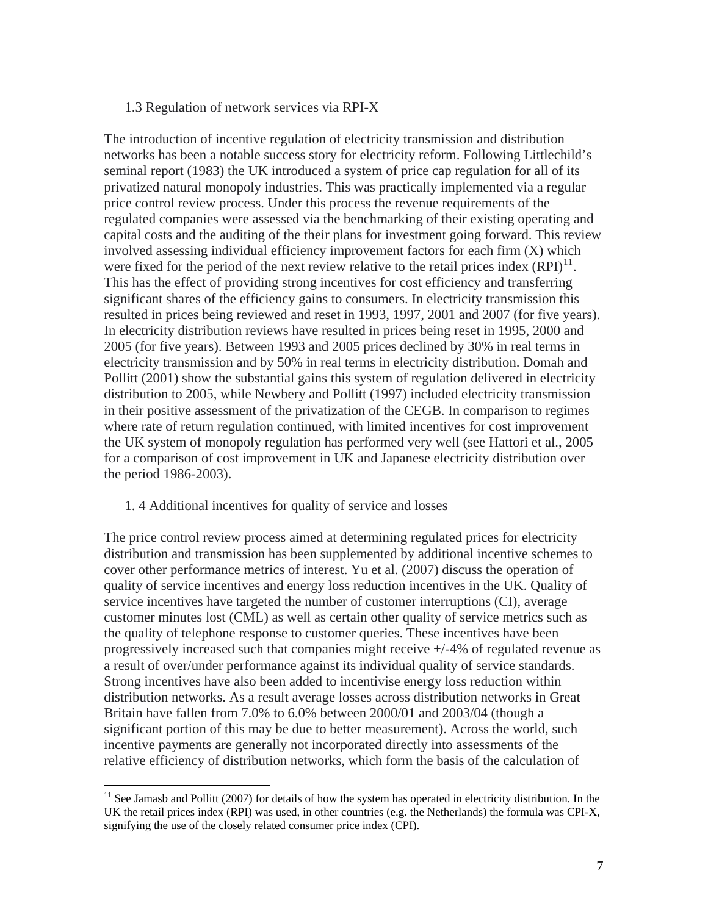### 1.3 Regulation of network services via RPI-X

The introduction of incentive regulation of electricity transmission and distribution networks has been a notable success story for electricity reform. Following Littlechild's seminal report (1983) the UK introduced a system of price cap regulation for all of its privatized natural monopoly industries. This was practically implemented via a regular price control review process. Under this process the revenue requirements of the regulated companies were assessed via the benchmarking of their existing operating and capital costs and the auditing of the their plans for investment going forward. This review involved assessing individual efficiency improvement factors for each firm (X) which were fixed for the period of the next review relative to the retail prices index (RPI)[11]. This has the effect of providing strong incentives for cost efficiency and transferring significant shares of the efficiency gains to consumers. In electricity transmission this resulted in prices being reviewed and reset in 1993, 1997, 2001 and 2007 (for five years). In electricity distribution reviews have resulted in prices being reset in 1995, 2000 and 2005 (for five years). Between 1993 and 2005 prices declined by 30% in real terms in electricity transmission and by 50% in real terms in electricity distribution. Domah and Pollitt (2001) show the substantial gains this system of regulation delivered in electricity distribution to 2005, while Newbery and Pollitt (1997) included electricity transmission in their positive assessment of the privatization of the CEGB. In comparison to regimes where rate of return regulation continued, with limited incentives for cost improvement the UK system of monopoly regulation has performed very well (see Hattori et al., 2005 for a comparison of cost improvement in UK and Japanese electricity distribution over the period 1986-2003).

### 1. 4 Additional incentives for quality of service and losses

The price control review process aimed at determining regulated prices for electricity distribution and transmission has been supplemented by additional incentive schemes to cover other performance metrics of interest. Yu et al. (2007) discuss the operation of quality of service incentives and energy loss reduction incentives in the UK. Quality of service incentives have targeted the number of customer interruptions (CI), average customer minutes lost (CML) as well as certain other quality of service metrics such as the quality of telephone response to customer queries. These incentives have been progressively increased such that companies might receive +/-4% of regulated revenue as a result of over/under performance against its individual quality of service standards. Strong incentives have also been added to incentivise energy loss reduction within distribution networks. As a result average losses across distribution networks in Great Britain have fallen from 7.0% to 6.0% between 2000/01 and 2003/04 (though a significant portion of this may be due to better measurement). Across the world, such incentive payments are generally not incorporated directly into assessments of the relative efficiency of distribution networks, which form the basis of the calculation of

[11] See Jamasb and Pollitt (2007) for details of how the system has operated in electricity distribution. In the UK the retail prices index (RPI) was used, in other countries (e.g. the Netherlands) the formula was CPI-X, signifying the use of the closely related consumer price index (CPI).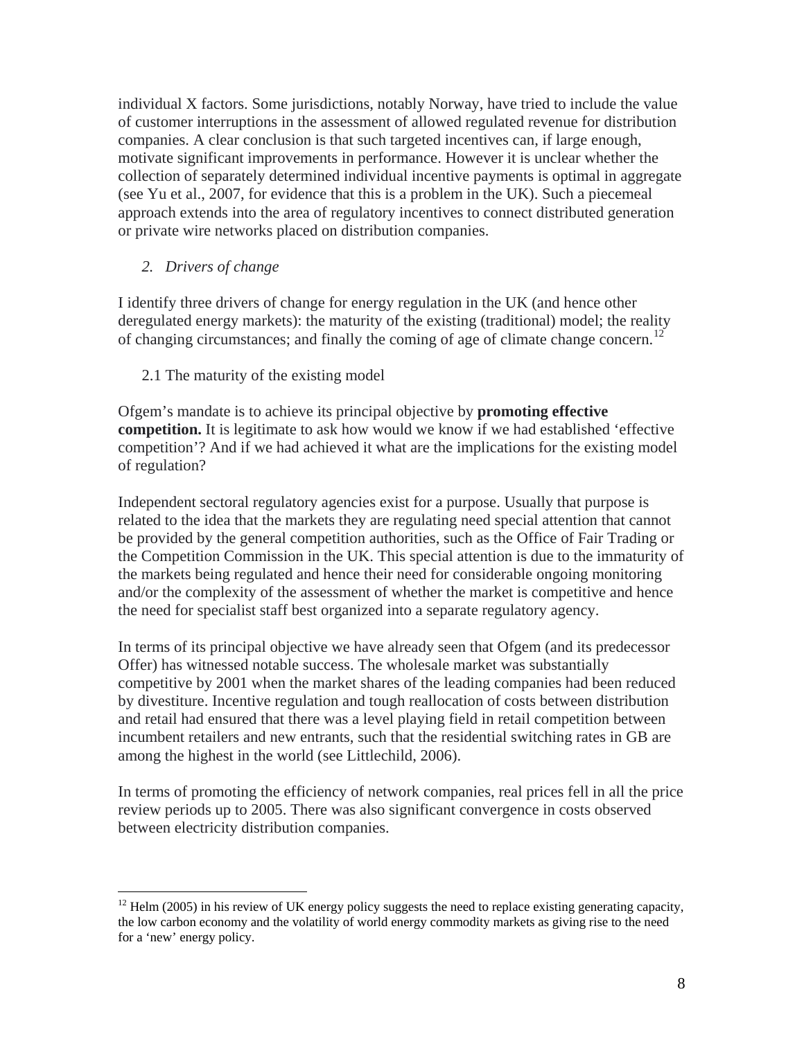individual X factors. Some jurisdictions, notably Norway, have tried to include the value of customer interruptions in the assessment of allowed regulated revenue for distribution companies. A clear conclusion is that such targeted incentives can, if large enough, motivate significant improvements in performance. However it is unclear whether the collection of separately determined individual incentive payments is optimal in aggregate (see Yu et al., 2007, for evidence that this is a problem in the UK). Such a piecemeal approach extends into the area of regulatory incentives to connect distributed generation or private wire networks placed on distribution companies.

## *2. Drivers of change*

I identify three drivers of change for energy regulation in the UK (and hence other deregulated energy markets): the maturity of the existing (traditional) model; the reality of changing circumstances; and finally the coming of age of climate change concern.[12]

### 2.1 The maturity of the existing model

Ofgem's mandate is to achieve its principal objective by **promoting effective competition.** It is legitimate to ask how would we know if we had established 'effective competition'? And if we had achieved it what are the implications for the existing model of regulation?

Independent sectoral regulatory agencies exist for a purpose. Usually that purpose is related to the idea that the markets they are regulating need special attention that cannot be provided by the general competition authorities, such as the Office of Fair Trading or the Competition Commission in the UK. This special attention is due to the immaturity of the markets being regulated and hence their need for considerable ongoing monitoring and/or the complexity of the assessment of whether the market is competitive and hence the need for specialist staff best organized into a separate regulatory agency.

In terms of its principal objective we have already seen that Ofgem (and its predecessor Offer) has witnessed notable success. The wholesale market was substantially competitive by 2001 when the market shares of the leading companies had been reduced by divestiture. Incentive regulation and tough reallocation of costs between distribution and retail had ensured that there was a level playing field in retail competition between incumbent retailers and new entrants, such that the residential switching rates in GB are among the highest in the world (see Littlechild, 2006).

In terms of promoting the efficiency of network companies, real prices fell in all the price review periods up to 2005. There was also significant convergence in costs observed between electricity distribution companies.

[12] Helm (2005) in his review of UK energy policy suggests the need to replace existing generating capacity, the low carbon economy and the volatility of world energy commodity markets as giving rise to the need for a 'new' energy policy.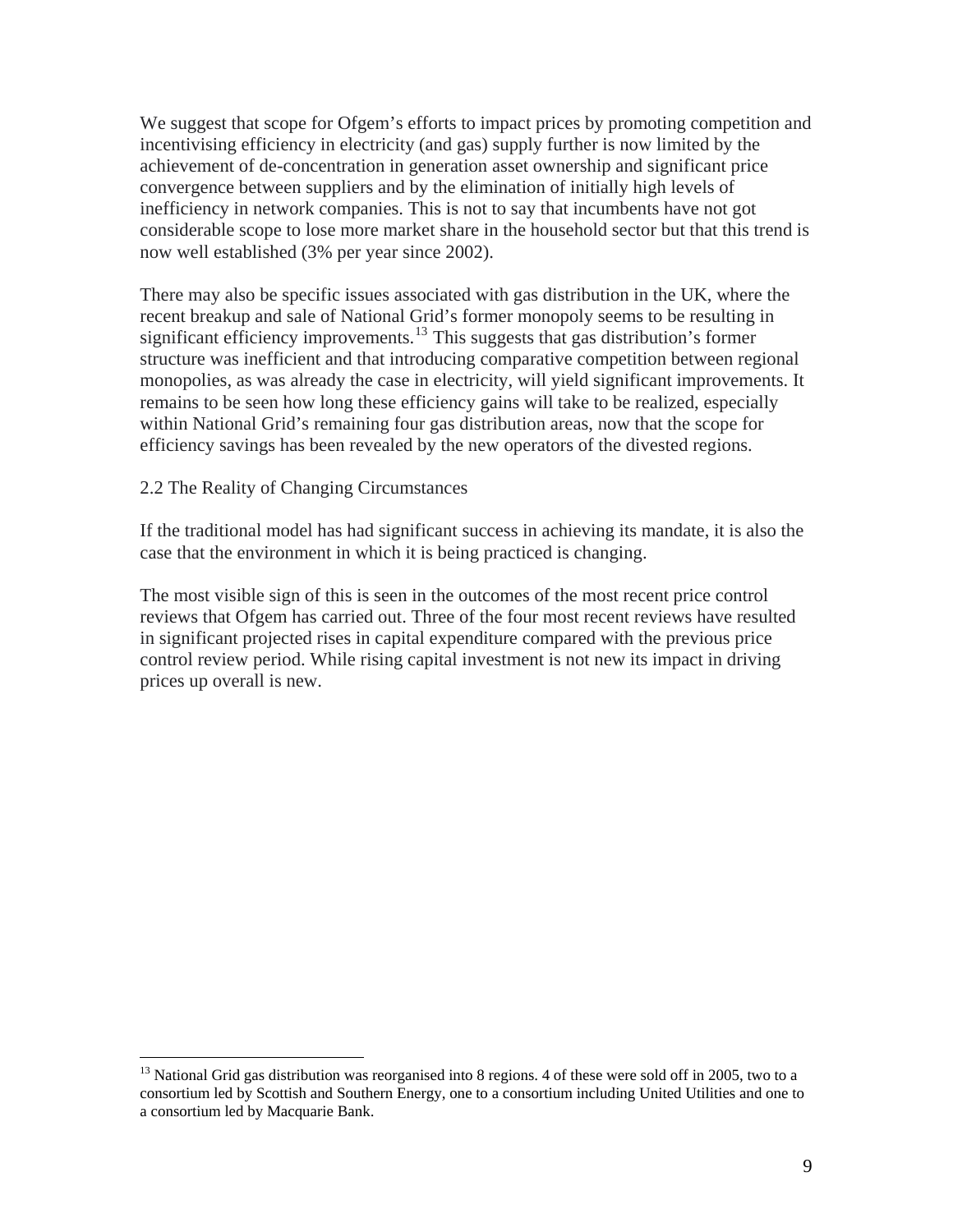We suggest that scope for Ofgem's efforts to impact prices by promoting competition and incentivising efficiency in electricity (and gas) supply further is now limited by the achievement of de-concentration in generation asset ownership and significant price convergence between suppliers and by the elimination of initially high levels of inefficiency in network companies. This is not to say that incumbents have not got considerable scope to lose more market share in the household sector but that this trend is now well established (3% per year since 2002).

There may also be specific issues associated with gas distribution in the UK, where the recent breakup and sale of National Grid's former monopoly seems to be resulting in significant efficiency improvements.[13] This suggests that gas distribution's former structure was inefficient and that introducing comparative competition between regional monopolies, as was already the case in electricity, will yield significant improvements. It remains to be seen how long these efficiency gains will take to be realized, especially within National Grid's remaining four gas distribution areas, now that the scope for efficiency savings has been revealed by the new operators of the divested regions.

## 2.2 The Reality of Changing Circumstances

If the traditional model has had significant success in achieving its mandate, it is also the case that the environment in which it is being practiced is changing.

The most visible sign of this is seen in the outcomes of the most recent price control reviews that Ofgem has carried out. Three of the four most recent reviews have resulted in significant projected rises in capital expenditure compared with the previous price control review period. While rising capital investment is not new its impact in driving prices up overall is new.

---

[13] National Grid gas distribution was reorganised into 8 regions. 4 of these were sold off in 2005, two to a consortium led by Scottish and Southern Energy, one to a consortium including United Utilities and one to a consortium led by Macquarie Bank.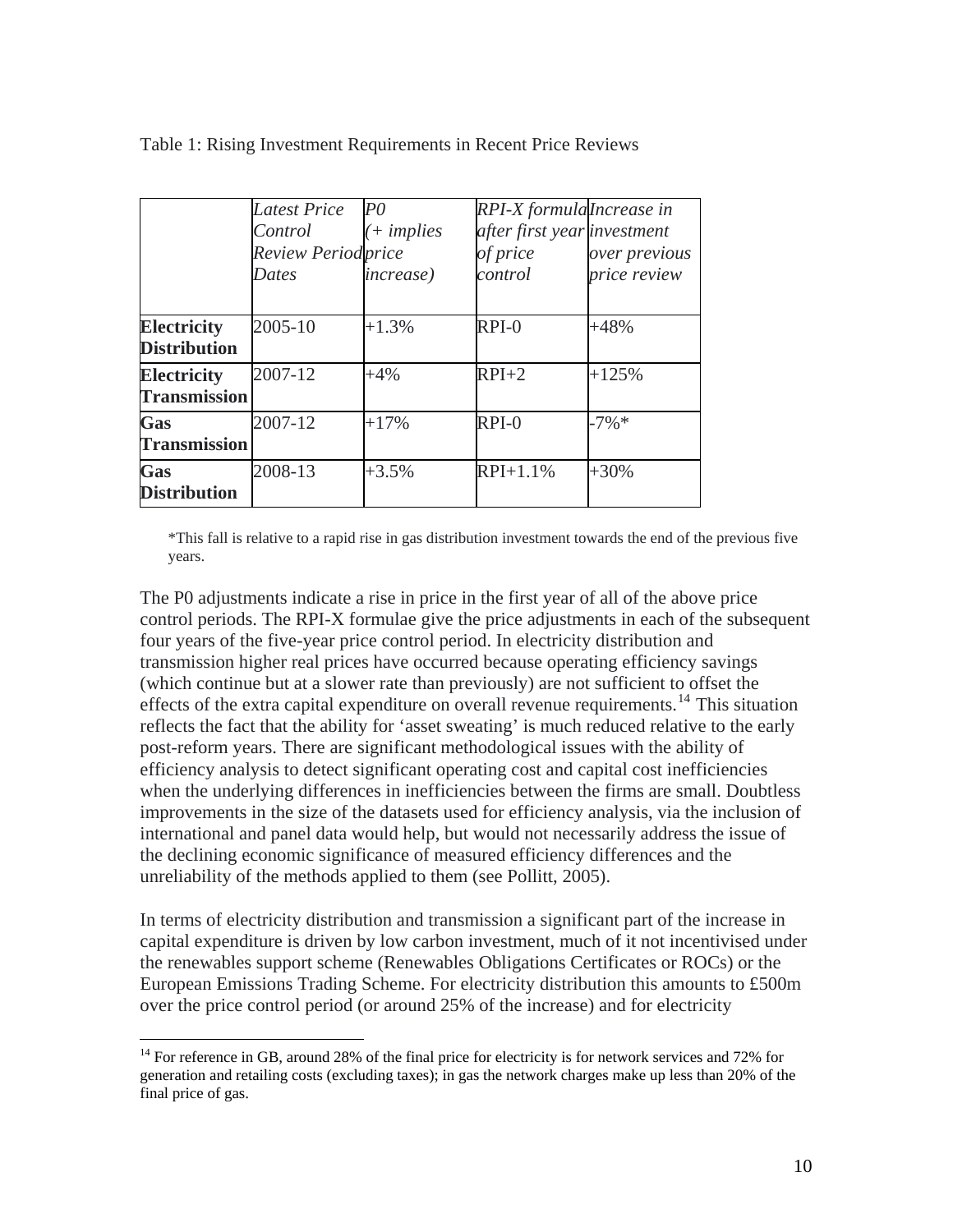Table 1: Rising Investment Requirements in Recent Price Reviews

| | *Latest Price Control Review Period Dates* | *P0 (+ implies price increase)* | *RPI-X formula after first year of price control* | *Increase in investment over previous price review* |
|---|---|---|---|---|
| **Electricity Distribution** | 2005-10 | +1.3% | RPI-0 | +48% |
| **Electricity Transmission** | 2007-12 | +4% | RPI+2 | +125% |
| **Gas Transmission** | 2007-12 | +17% | RPI-0 | -7%* |
| **Gas Distribution** | 2008-13 | +3.5% | RPI+1.1% | +30% |

*This fall is relative to a rapid rise in gas distribution investment towards the end of the previous five years.

The P0 adjustments indicate a rise in price in the first year of all of the above price control periods. The RPI-X formulae give the price adjustments in each of the subsequent four years of the five-year price control period. In electricity distribution and transmission higher real prices have occurred because operating efficiency savings (which continue but at a slower rate than previously) are not sufficient to offset the effects of the extra capital expenditure on overall revenue requirements.[14] This situation reflects the fact that the ability for 'asset sweating' is much reduced relative to the early post-reform years. There are significant methodological issues with the ability of efficiency analysis to detect significant operating cost and capital cost inefficiencies when the underlying differences in inefficiencies between the firms are small. Doubtless improvements in the size of the datasets used for efficiency analysis, via the inclusion of international and panel data would help, but would not necessarily address the issue of the declining economic significance of measured efficiency differences and the unreliability of the methods applied to them (see Pollitt, 2005).

In terms of electricity distribution and transmission a significant part of the increase in capital expenditure is driven by low carbon investment, much of it not incentivised under the renewables support scheme (Renewables Obligations Certificates or ROCs) or the European Emissions Trading Scheme. For electricity distribution this amounts to £500m over the price control period (or around 25% of the increase) and for electricity

[14] For reference in GB, around 28% of the final price for electricity is for network services and 72% for generation and retailing costs (excluding taxes); in gas the network charges make up less than 20% of the final price of gas.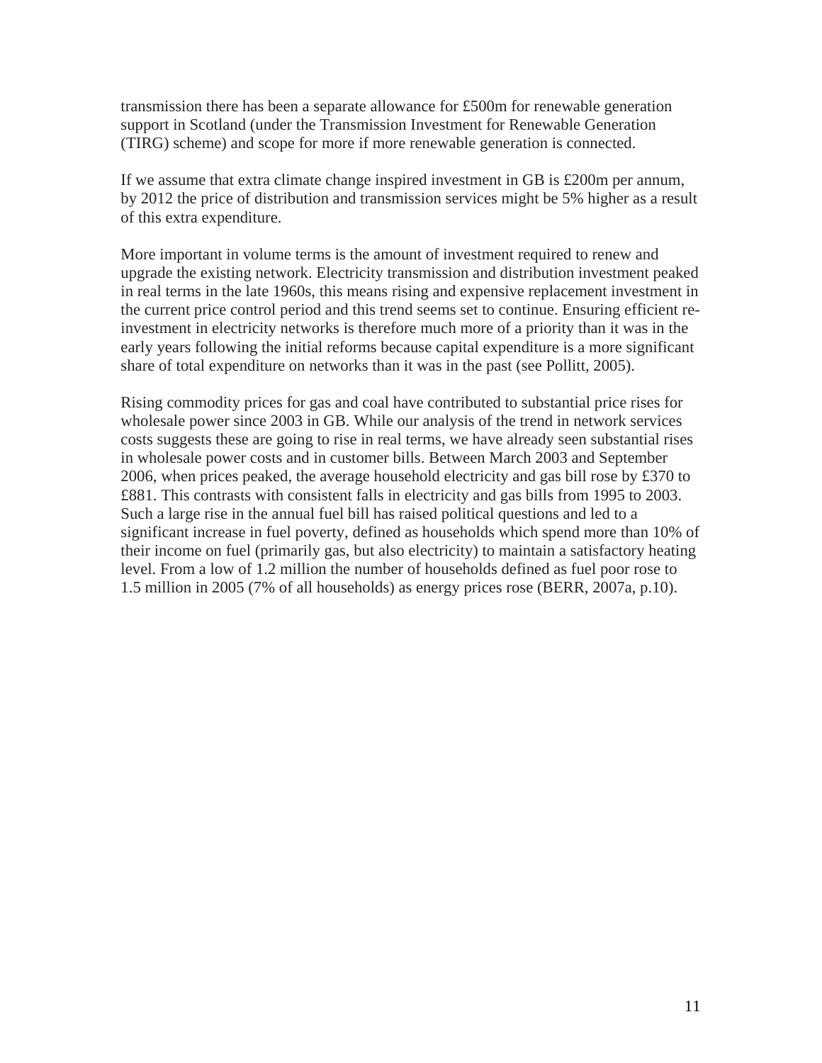transmission there has been a separate allowance for £500m for renewable generation support in Scotland (under the Transmission Investment for Renewable Generation (TIRG) scheme) and scope for more if more renewable generation is connected.

If we assume that extra climate change inspired investment in GB is £200m per annum, by 2012 the price of distribution and transmission services might be 5% higher as a result of this extra expenditure.

More important in volume terms is the amount of investment required to renew and upgrade the existing network. Electricity transmission and distribution investment peaked in real terms in the late 1960s, this means rising and expensive replacement investment in the current price control period and this trend seems set to continue. Ensuring efficient re-investment in electricity networks is therefore much more of a priority than it was in the early years following the initial reforms because capital expenditure is a more significant share of total expenditure on networks than it was in the past (see Pollitt, 2005).

Rising commodity prices for gas and coal have contributed to substantial price rises for wholesale power since 2003 in GB. While our analysis of the trend in network services costs suggests these are going to rise in real terms, we have already seen substantial rises in wholesale power costs and in customer bills. Between March 2003 and September 2006, when prices peaked, the average household electricity and gas bill rose by £370 to £881. This contrasts with consistent falls in electricity and gas bills from 1995 to 2003. Such a large rise in the annual fuel bill has raised political questions and led to a significant increase in fuel poverty, defined as households which spend more than 10% of their income on fuel (primarily gas, but also electricity) to maintain a satisfactory heating level. From a low of 1.2 million the number of households defined as fuel poor rose to 1.5 million in 2005 (7% of all households) as energy prices rose (BERR, 2007a, p.10).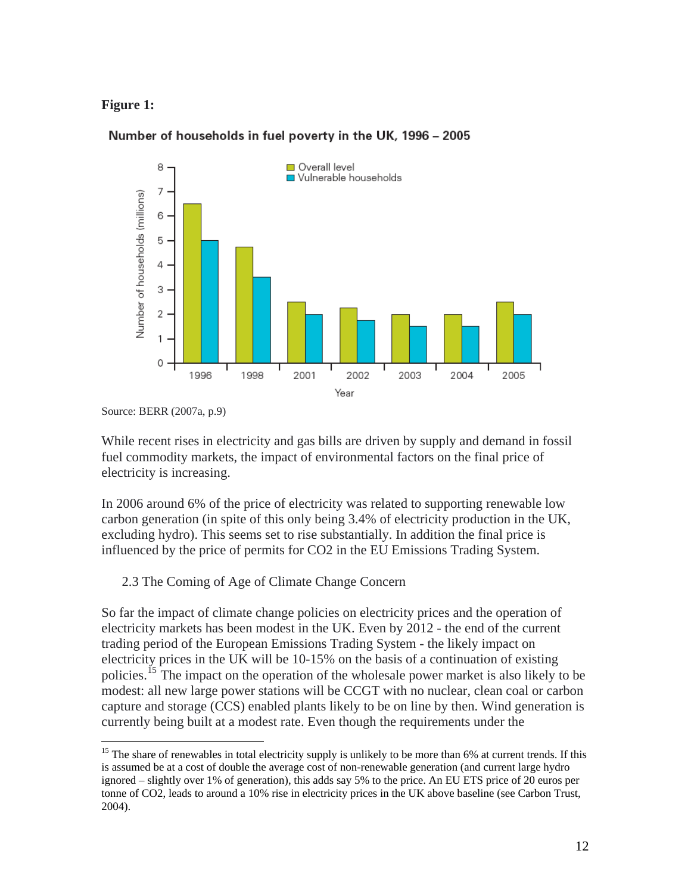**Figure 1:**

Number of households in fuel poverty in the UK, 1996 – 2005

| Year | Overall level (millions) | Vulnerable households (millions) |
|---|---|---|
| 1996 | 6.5 | 5 |
| 1998 | 4.75 | 3.5 |
| 2001 | 2.5 | 2 |
| 2002 | 2.25 | 1.75 |
| 2003 | 2 | 1.5 |
| 2004 | 2 | 1.5 |
| 2005 | 2.5 | 2 |

Source: BERR (2007a, p.9)

While recent rises in electricity and gas bills are driven by supply and demand in fossil fuel commodity markets, the impact of environmental factors on the final price of electricity is increasing.

In 2006 around 6% of the price of electricity was related to supporting renewable low carbon generation (in spite of this only being 3.4% of electricity production in the UK, excluding hydro). This seems set to rise substantially. In addition the final price is influenced by the price of permits for CO2 in the EU Emissions Trading System.

### 2.3 The Coming of Age of Climate Change Concern

So far the impact of climate change policies on electricity prices and the operation of electricity markets has been modest in the UK. Even by 2012 - the end of the current trading period of the European Emissions Trading System - the likely impact on electricity prices in the UK will be 10-15% on the basis of a continuation of existing policies.[15] The impact on the operation of the wholesale power market is also likely to be modest: all new large power stations will be CCGT with no nuclear, clean coal or carbon capture and storage (CCS) enabled plants likely to be on line by then. Wind generation is currently being built at a modest rate. Even though the requirements under the

[15] The share of renewables in total electricity supply is unlikely to be more than 6% at current trends. If this is assumed be at a cost of double the average cost of non-renewable generation (and current large hydro ignored – slightly over 1% of generation), this adds say 5% to the price. An EU ETS price of 20 euros per tonne of CO2, leads to around a 10% rise in electricity prices in the UK above baseline (see Carbon Trust, 2004).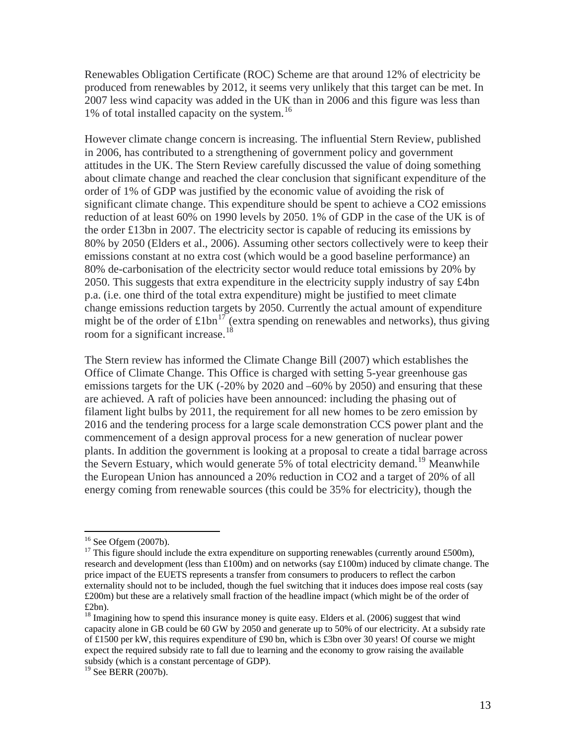Renewables Obligation Certificate (ROC) Scheme are that around 12% of electricity be produced from renewables by 2012, it seems very unlikely that this target can be met. In 2007 less wind capacity was added in the UK than in 2006 and this figure was less than 1% of total installed capacity on the system.[16]

However climate change concern is increasing. The influential Stern Review, published in 2006, has contributed to a strengthening of government policy and government attitudes in the UK. The Stern Review carefully discussed the value of doing something about climate change and reached the clear conclusion that significant expenditure of the order of 1% of GDP was justified by the economic value of avoiding the risk of significant climate change. This expenditure should be spent to achieve a $CO_2$ emissions reduction of at least 60% on 1990 levels by 2050. 1% of GDP in the case of the UK is of the order £13bn in 2007. The electricity sector is capable of reducing its emissions by 80% by 2050 (Elders et al., 2006). Assuming other sectors collectively were to keep their emissions constant at no extra cost (which would be a good baseline performance) an 80% de-carbonisation of the electricity sector would reduce total emissions by 20% by 2050. This suggests that extra expenditure in the electricity supply industry of say £4bn p.a. (i.e. one third of the total extra expenditure) might be justified to meet climate change emissions reduction targets by 2050. Currently the actual amount of expenditure might be of the order of £1bn[17] (extra spending on renewables and networks), thus giving room for a significant increase.[18]

The Stern review has informed the Climate Change Bill (2007) which establishes the Office of Climate Change. This Office is charged with setting 5-year greenhouse gas emissions targets for the UK (-20% by 2020 and –60% by 2050) and ensuring that these are achieved. A raft of policies have been announced: including the phasing out of filament light bulbs by 2011, the requirement for all new homes to be zero emission by 2016 and the tendering process for a large scale demonstration CCS power plant and the commencement of a design approval process for a new generation of nuclear power plants. In addition the government is looking at a proposal to create a tidal barrage across the Severn Estuary, which would generate 5% of total electricity demand.[19] Meanwhile the European Union has announced a 20% reduction in $CO_2$ and a target of 20% of all energy coming from renewable sources (this could be 35% for electricity), though the

---

[16] See Ofgem (2007b).

[17] This figure should include the extra expenditure on supporting renewables (currently around £500m), research and development (less than £100m) and on networks (say £100m) induced by climate change. The price impact of the EUETS represents a transfer from consumers to producers to reflect the carbon externality should not to be included, though the fuel switching that it induces does impose real costs (say £200m) but these are a relatively small fraction of the headline impact (which might be of the order of £2bn).

[18] Imagining how to spend this insurance money is quite easy. Elders et al. (2006) suggest that wind capacity alone in GB could be 60 GW by 2050 and generate up to 50% of our electricity. At a subsidy rate of £1500 per kW, this requires expenditure of £90 bn, which is £3bn over 30 years! Of course we might expect the required subsidy rate to fall due to learning and the economy to grow raising the available subsidy (which is a constant percentage of GDP).

[19] See BERR (2007b).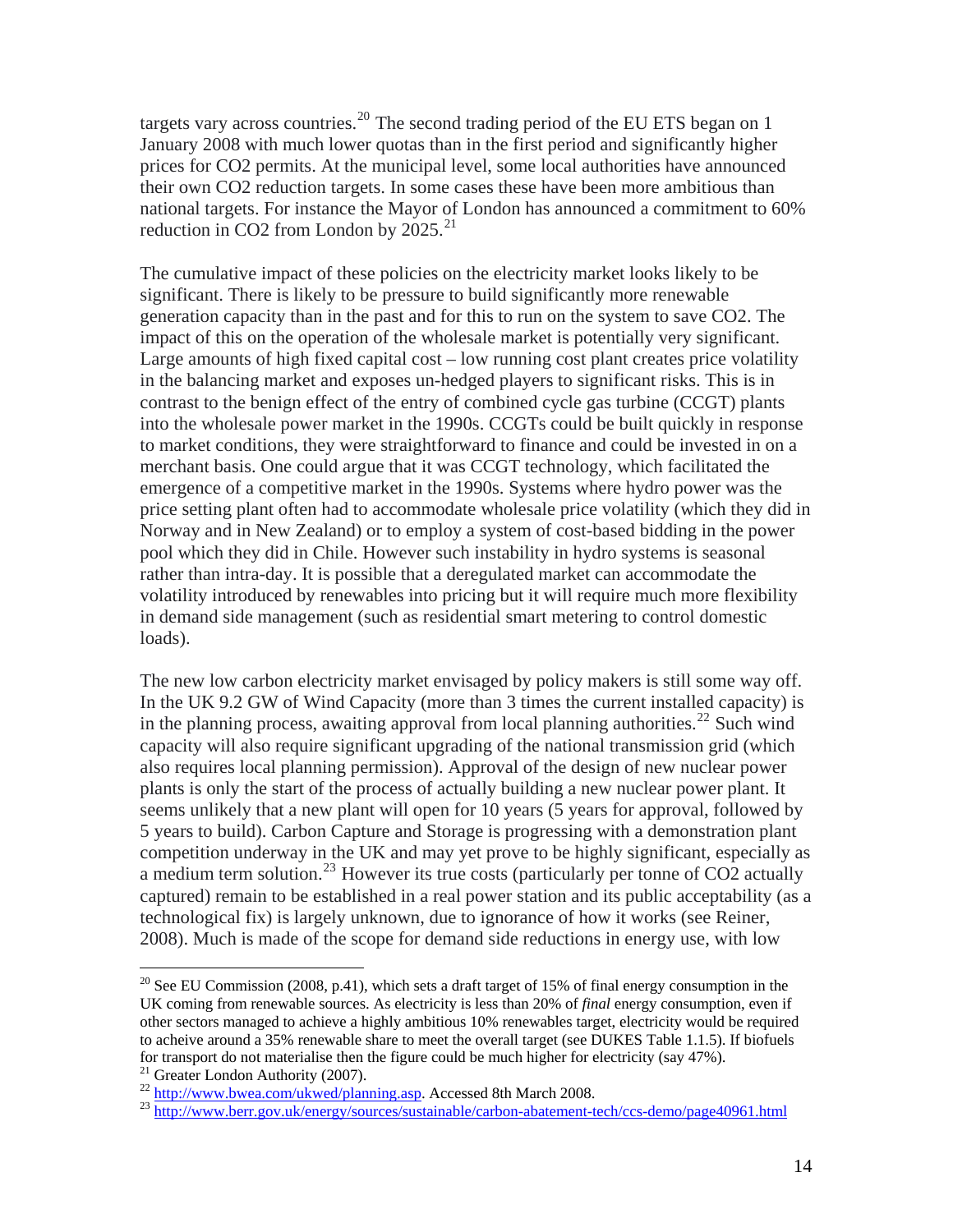targets vary across countries.[20] The second trading period of the EU ETS began on 1 January 2008 with much lower quotas than in the first period and significantly higher prices for CO2 permits. At the municipal level, some local authorities have announced their own CO2 reduction targets. In some cases these have been more ambitious than national targets. For instance the Mayor of London has announced a commitment to 60% reduction in CO2 from London by 2025.[21]

The cumulative impact of these policies on the electricity market looks likely to be significant. There is likely to be pressure to build significantly more renewable generation capacity than in the past and for this to run on the system to save CO2. The impact of this on the operation of the wholesale market is potentially very significant. Large amounts of high fixed capital cost – low running cost plant creates price volatility in the balancing market and exposes un-hedged players to significant risks. This is in contrast to the benign effect of the entry of combined cycle gas turbine (CCGT) plants into the wholesale power market in the 1990s. CCGTs could be built quickly in response to market conditions, they were straightforward to finance and could be invested in on a merchant basis. One could argue that it was CCGT technology, which facilitated the emergence of a competitive market in the 1990s. Systems where hydro power was the price setting plant often had to accommodate wholesale price volatility (which they did in Norway and in New Zealand) or to employ a system of cost-based bidding in the power pool which they did in Chile. However such instability in hydro systems is seasonal rather than intra-day. It is possible that a deregulated market can accommodate the volatility introduced by renewables into pricing but it will require much more flexibility in demand side management (such as residential smart metering to control domestic loads).

The new low carbon electricity market envisaged by policy makers is still some way off. In the UK 9.2 GW of Wind Capacity (more than 3 times the current installed capacity) is in the planning process, awaiting approval from local planning authorities.[22] Such wind capacity will also require significant upgrading of the national transmission grid (which also requires local planning permission). Approval of the design of new nuclear power plants is only the start of the process of actually building a new nuclear power plant. It seems unlikely that a new plant will open for 10 years (5 years for approval, followed by 5 years to build). Carbon Capture and Storage is progressing with a demonstration plant competition underway in the UK and may yet prove to be highly significant, especially as a medium term solution.[23] However its true costs (particularly per tonne of CO2 actually captured) remain to be established in a real power station and its public acceptability (as a technological fix) is largely unknown, due to ignorance of how it works (see Reiner, 2008). Much is made of the scope for demand side reductions in energy use, with low

---

[20] See EU Commission (2008, p.41), which sets a draft target of 15% of final energy consumption in the UK coming from renewable sources. As electricity is less than 20% of *final* energy consumption, even if other sectors managed to achieve a highly ambitious 10% renewables target, electricity would be required to acheive around a 35% renewable share to meet the overall target (see DUKES Table 1.1.5). If biofuels for transport do not materialise then the figure could be much higher for electricity (say 47%).

[21] Greater London Authority (2007).

[22] http://www.bwea.com/ukwed/planning.asp. Accessed 8th March 2008.

[23] http://www.berr.gov.uk/energy/sources/sustainable/carbon-abatement-tech/ccs-demo/page40961.html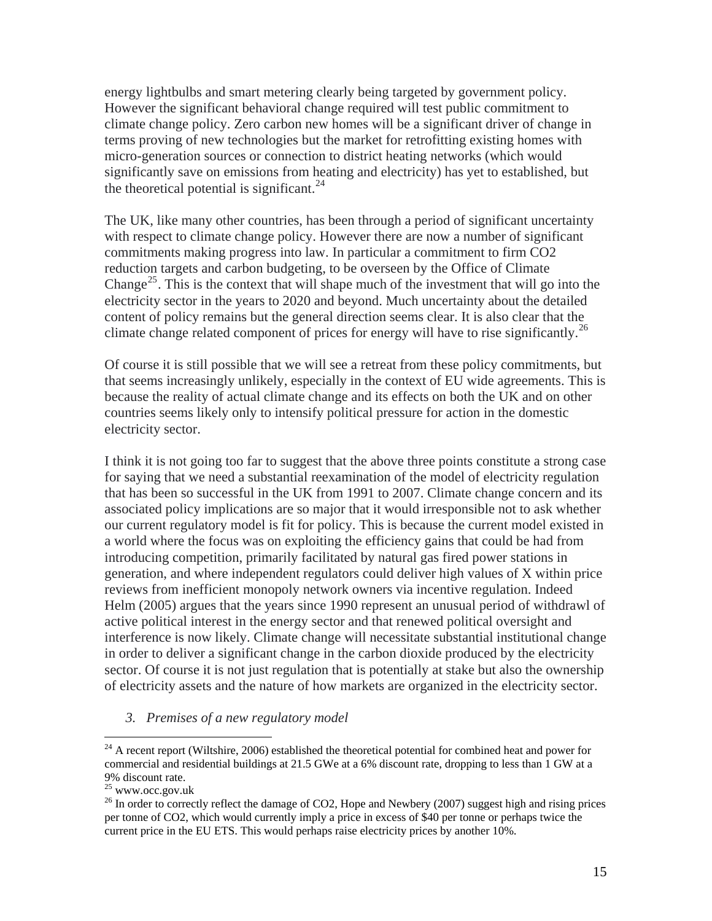energy lightbulbs and smart metering clearly being targeted by government policy. However the significant behavioral change required will test public commitment to climate change policy. Zero carbon new homes will be a significant driver of change in terms proving of new technologies but the market for retrofitting existing homes with micro-generation sources or connection to district heating networks (which would significantly save on emissions from heating and electricity) has yet to established, but the theoretical potential is significant.[24]

The UK, like many other countries, has been through a period of significant uncertainty with respect to climate change policy. However there are now a number of significant commitments making progress into law. In particular a commitment to firm CO2 reduction targets and carbon budgeting, to be overseen by the Office of Climate Change[25]. This is the context that will shape much of the investment that will go into the electricity sector in the years to 2020 and beyond. Much uncertainty about the detailed content of policy remains but the general direction seems clear. It is also clear that the climate change related component of prices for energy will have to rise significantly.[26]

Of course it is still possible that we will see a retreat from these policy commitments, but that seems increasingly unlikely, especially in the context of EU wide agreements. This is because the reality of actual climate change and its effects on both the UK and on other countries seems likely only to intensify political pressure for action in the domestic electricity sector.

I think it is not going too far to suggest that the above three points constitute a strong case for saying that we need a substantial reexamination of the model of electricity regulation that has been so successful in the UK from 1991 to 2007. Climate change concern and its associated policy implications are so major that it would irresponsible not to ask whether our current regulatory model is fit for policy. This is because the current model existed in a world where the focus was on exploiting the efficiency gains that could be had from introducing competition, primarily facilitated by natural gas fired power stations in generation, and where independent regulators could deliver high values of X within price reviews from inefficient monopoly network owners via incentive regulation. Indeed Helm (2005) argues that the years since 1990 represent an unusual period of withdrawl of active political interest in the energy sector and that renewed political oversight and interference is now likely. Climate change will necessitate substantial institutional change in order to deliver a significant change in the carbon dioxide produced by the electricity sector. Of course it is not just regulation that is potentially at stake but also the ownership of electricity assets and the nature of how markets are organized in the electricity sector.

## *3. Premises of a new regulatory model*

[24] A recent report (Wiltshire, 2006) established the theoretical potential for combined heat and power for commercial and residential buildings at 21.5 GWe at a 6% discount rate, dropping to less than 1 GW at a 9% discount rate.

[25] www.occ.gov.uk

[26] In order to correctly reflect the damage of CO2, Hope and Newbery (2007) suggest high and rising prices per tonne of CO2, which would currently imply a price in excess of $40 per tonne or perhaps twice the current price in the EU ETS. This would perhaps raise electricity prices by another 10%.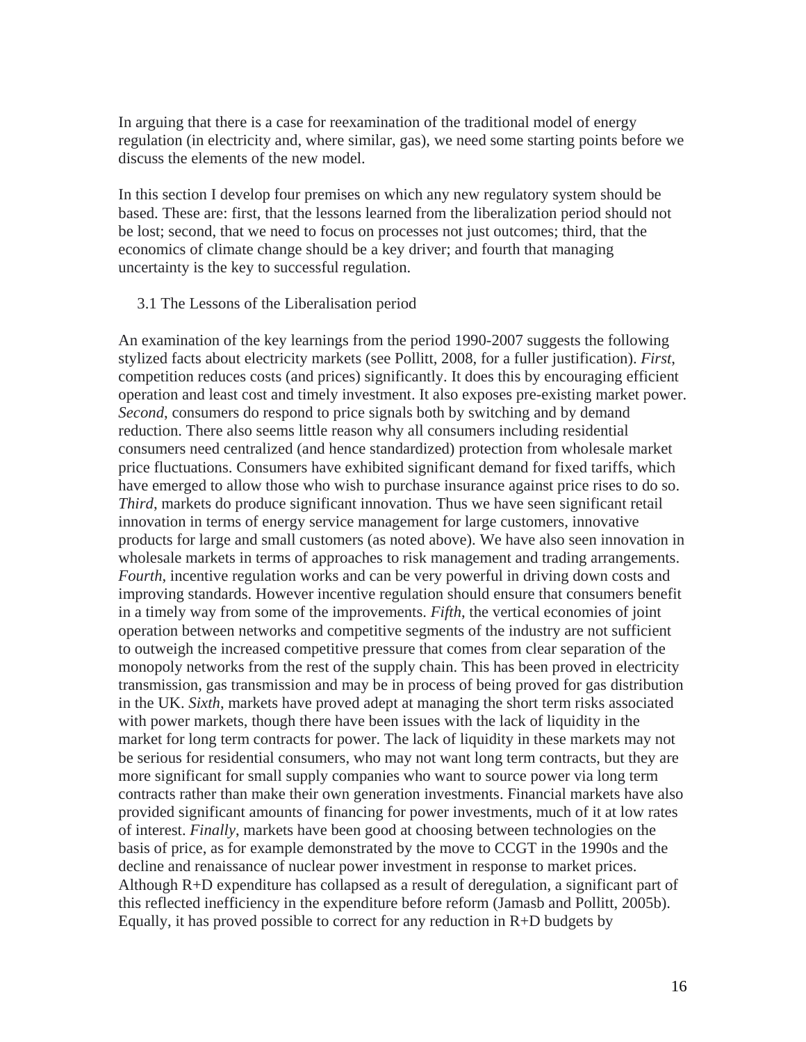In arguing that there is a case for reexamination of the traditional model of energy regulation (in electricity and, where similar, gas), we need some starting points before we discuss the elements of the new model.

In this section I develop four premises on which any new regulatory system should be based. These are: first, that the lessons learned from the liberalization period should not be lost; second, that we need to focus on processes not just outcomes; third, that the economics of climate change should be a key driver; and fourth that managing uncertainty is the key to successful regulation.

### 3.1 The Lessons of the Liberalisation period

An examination of the key learnings from the period 1990-2007 suggests the following stylized facts about electricity markets (see Pollitt, 2008, for a fuller justification). *First*, competition reduces costs (and prices) significantly. It does this by encouraging efficient operation and least cost and timely investment. It also exposes pre-existing market power. *Second*, consumers do respond to price signals both by switching and by demand reduction. There also seems little reason why all consumers including residential consumers need centralized (and hence standardized) protection from wholesale market price fluctuations. Consumers have exhibited significant demand for fixed tariffs, which have emerged to allow those who wish to purchase insurance against price rises to do so. *Third*, markets do produce significant innovation. Thus we have seen significant retail innovation in terms of energy service management for large customers, innovative products for large and small customers (as noted above). We have also seen innovation in wholesale markets in terms of approaches to risk management and trading arrangements. *Fourth*, incentive regulation works and can be very powerful in driving down costs and improving standards. However incentive regulation should ensure that consumers benefit in a timely way from some of the improvements. *Fifth*, the vertical economies of joint operation between networks and competitive segments of the industry are not sufficient to outweigh the increased competitive pressure that comes from clear separation of the monopoly networks from the rest of the supply chain. This has been proved in electricity transmission, gas transmission and may be in process of being proved for gas distribution in the UK. *Sixth*, markets have proved adept at managing the short term risks associated with power markets, though there have been issues with the lack of liquidity in the market for long term contracts for power. The lack of liquidity in these markets may not be serious for residential consumers, who may not want long term contracts, but they are more significant for small supply companies who want to source power via long term contracts rather than make their own generation investments. Financial markets have also provided significant amounts of financing for power investments, much of it at low rates of interest. *Finally*, markets have been good at choosing between technologies on the basis of price, as for example demonstrated by the move to CCGT in the 1990s and the decline and renaissance of nuclear power investment in response to market prices. Although R+D expenditure has collapsed as a result of deregulation, a significant part of this reflected inefficiency in the expenditure before reform (Jamasb and Pollitt, 2005b). Equally, it has proved possible to correct for any reduction in R+D budgets by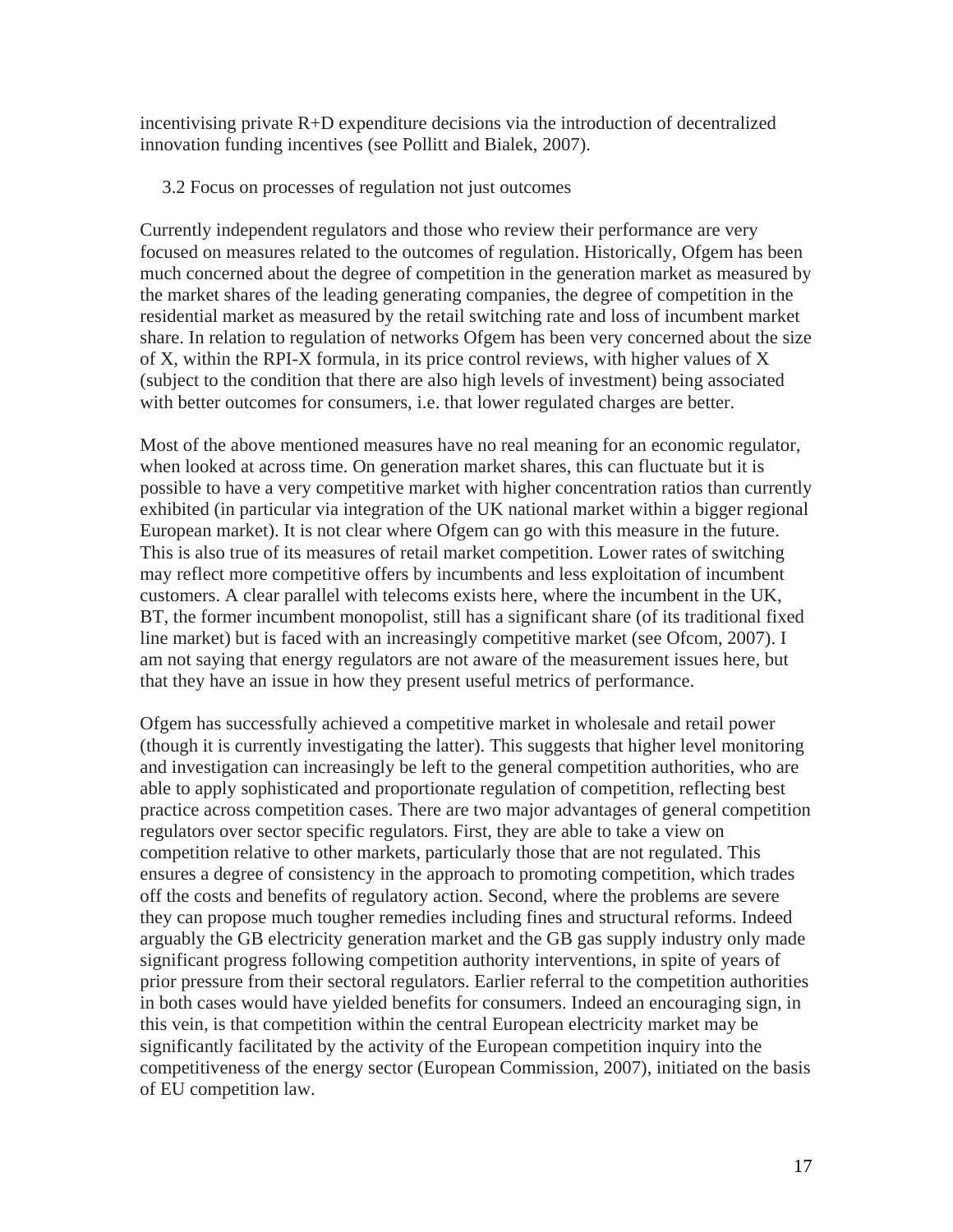incentivising private R+D expenditure decisions via the introduction of decentralized innovation funding incentives (see Pollitt and Bialek, 2007).

### 3.2 Focus on processes of regulation not just outcomes

Currently independent regulators and those who review their performance are very focused on measures related to the outcomes of regulation. Historically, Ofgem has been much concerned about the degree of competition in the generation market as measured by the market shares of the leading generating companies, the degree of competition in the residential market as measured by the retail switching rate and loss of incumbent market share. In relation to regulation of networks Ofgem has been very concerned about the size of X, within the RPI-X formula, in its price control reviews, with higher values of X (subject to the condition that there are also high levels of investment) being associated with better outcomes for consumers, i.e. that lower regulated charges are better.

Most of the above mentioned measures have no real meaning for an economic regulator, when looked at across time. On generation market shares, this can fluctuate but it is possible to have a very competitive market with higher concentration ratios than currently exhibited (in particular via integration of the UK national market within a bigger regional European market). It is not clear where Ofgem can go with this measure in the future. This is also true of its measures of retail market competition. Lower rates of switching may reflect more competitive offers by incumbents and less exploitation of incumbent customers. A clear parallel with telecoms exists here, where the incumbent in the UK, BT, the former incumbent monopolist, still has a significant share (of its traditional fixed line market) but is faced with an increasingly competitive market (see Ofcom, 2007). I am not saying that energy regulators are not aware of the measurement issues here, but that they have an issue in how they present useful metrics of performance.

Ofgem has successfully achieved a competitive market in wholesale and retail power (though it is currently investigating the latter). This suggests that higher level monitoring and investigation can increasingly be left to the general competition authorities, who are able to apply sophisticated and proportionate regulation of competition, reflecting best practice across competition cases. There are two major advantages of general competition regulators over sector specific regulators. First, they are able to take a view on competition relative to other markets, particularly those that are not regulated. This ensures a degree of consistency in the approach to promoting competition, which trades off the costs and benefits of regulatory action. Second, where the problems are severe they can propose much tougher remedies including fines and structural reforms. Indeed arguably the GB electricity generation market and the GB gas supply industry only made significant progress following competition authority interventions, in spite of years of prior pressure from their sectoral regulators. Earlier referral to the competition authorities in both cases would have yielded benefits for consumers. Indeed an encouraging sign, in this vein, is that competition within the central European electricity market may be significantly facilitated by the activity of the European competition inquiry into the competitiveness of the energy sector (European Commission, 2007), initiated on the basis of EU competition law.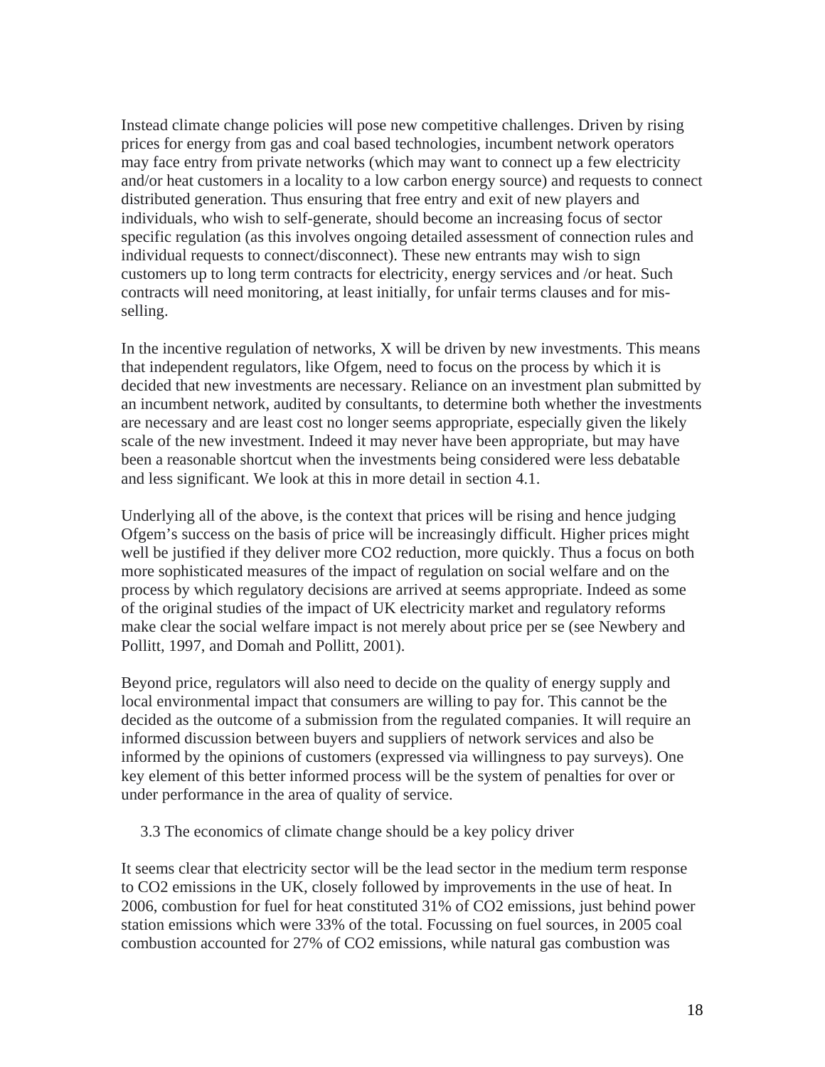Instead climate change policies will pose new competitive challenges. Driven by rising prices for energy from gas and coal based technologies, incumbent network operators may face entry from private networks (which may want to connect up a few electricity and/or heat customers in a locality to a low carbon energy source) and requests to connect distributed generation. Thus ensuring that free entry and exit of new players and individuals, who wish to self-generate, should become an increasing focus of sector specific regulation (as this involves ongoing detailed assessment of connection rules and individual requests to connect/disconnect). These new entrants may wish to sign customers up to long term contracts for electricity, energy services and /or heat. Such contracts will need monitoring, at least initially, for unfair terms clauses and for mis-selling.

In the incentive regulation of networks, X will be driven by new investments. This means that independent regulators, like Ofgem, need to focus on the process by which it is decided that new investments are necessary. Reliance on an investment plan submitted by an incumbent network, audited by consultants, to determine both whether the investments are necessary and are least cost no longer seems appropriate, especially given the likely scale of the new investment. Indeed it may never have been appropriate, but may have been a reasonable shortcut when the investments being considered were less debatable and less significant. We look at this in more detail in section 4.1.

Underlying all of the above, is the context that prices will be rising and hence judging Ofgem's success on the basis of price will be increasingly difficult. Higher prices might well be justified if they deliver more $CO_2$ reduction, more quickly. Thus a focus on both more sophisticated measures of the impact of regulation on social welfare and on the process by which regulatory decisions are arrived at seems appropriate. Indeed as some of the original studies of the impact of UK electricity market and regulatory reforms make clear the social welfare impact is not merely about price per se (see Newbery and Pollitt, 1997, and Domah and Pollitt, 2001).

Beyond price, regulators will also need to decide on the quality of energy supply and local environmental impact that consumers are willing to pay for. This cannot be the decided as the outcome of a submission from the regulated companies. It will require an informed discussion between buyers and suppliers of network services and also be informed by the opinions of customers (expressed via willingness to pay surveys). One key element of this better informed process will be the system of penalties for over or under performance in the area of quality of service.

### 3.3 The economics of climate change should be a key policy driver

It seems clear that electricity sector will be the lead sector in the medium term response to $CO_2$ emissions in the UK, closely followed by improvements in the use of heat. In 2006, combustion for fuel for heat constituted 31% of $CO_2$ emissions, just behind power station emissions which were 33% of the total. Focussing on fuel sources, in 2005 coal combustion accounted for 27% of $CO_2$ emissions, while natural gas combustion was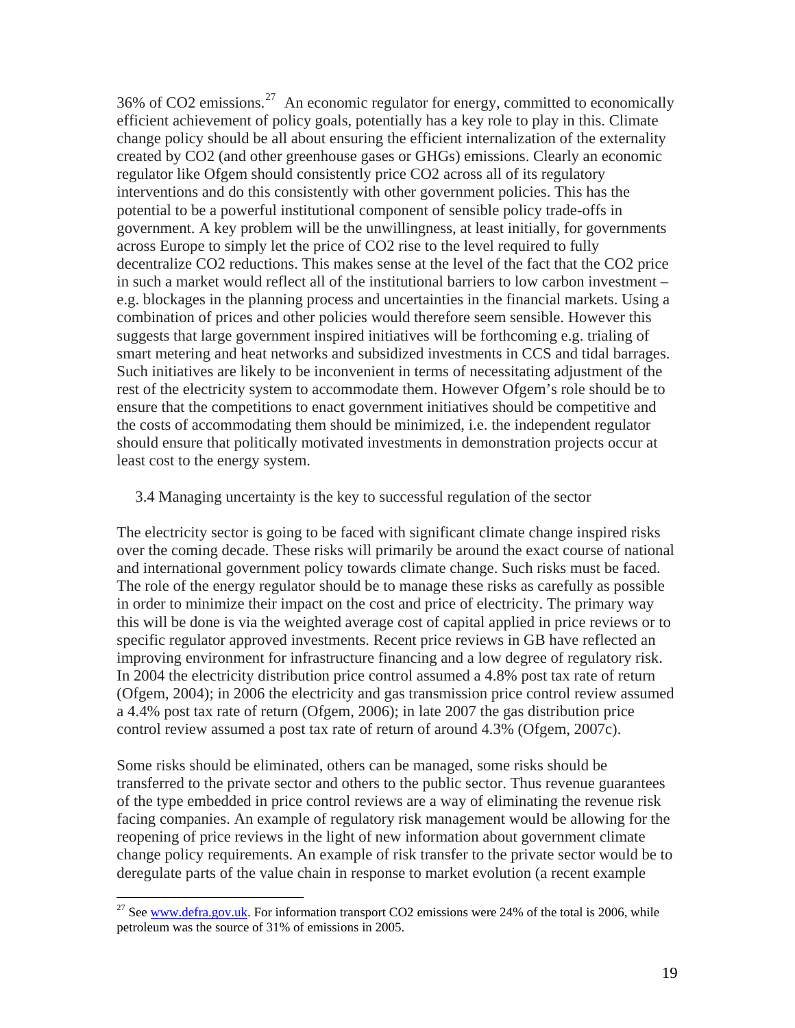36% of $CO_2$ emissions.[27] An economic regulator for energy, committed to economically efficient achievement of policy goals, potentially has a key role to play in this. Climate change policy should be all about ensuring the efficient internalization of the externality created by $CO_2$ (and other greenhouse gases or GHGs) emissions. Clearly an economic regulator like Ofgem should consistently price $CO_2$ across all of its regulatory interventions and do this consistently with other government policies. This has the potential to be a powerful institutional component of sensible policy trade-offs in government. A key problem will be the unwillingness, at least initially, for governments across Europe to simply let the price of $CO_2$ rise to the level required to fully decentralize $CO_2$ reductions. This makes sense at the level of the fact that the $CO_2$ price in such a market would reflect all of the institutional barriers to low carbon investment – e.g. blockages in the planning process and uncertainties in the financial markets. Using a combination of prices and other policies would therefore seem sensible. However this suggests that large government inspired initiatives will be forthcoming e.g. trialing of smart metering and heat networks and subsidized investments in CCS and tidal barrages. Such initiatives are likely to be inconvenient in terms of necessitating adjustment of the rest of the electricity system to accommodate them. However Ofgem's role should be to ensure that the competitions to enact government initiatives should be competitive and the costs of accommodating them should be minimized, i.e. the independent regulator should ensure that politically motivated investments in demonstration projects occur at least cost to the energy system.

### 3.4 Managing uncertainty is the key to successful regulation of the sector

The electricity sector is going to be faced with significant climate change inspired risks over the coming decade. These risks will primarily be around the exact course of national and international government policy towards climate change. Such risks must be faced. The role of the energy regulator should be to manage these risks as carefully as possible in order to minimize their impact on the cost and price of electricity. The primary way this will be done is via the weighted average cost of capital applied in price reviews or to specific regulator approved investments. Recent price reviews in GB have reflected an improving environment for infrastructure financing and a low degree of regulatory risk. In 2004 the electricity distribution price control assumed a 4.8% post tax rate of return (Ofgem, 2004); in 2006 the electricity and gas transmission price control review assumed a 4.4% post tax rate of return (Ofgem, 2006); in late 2007 the gas distribution price control review assumed a post tax rate of return of around 4.3% (Ofgem, 2007c).

Some risks should be eliminated, others can be managed, some risks should be transferred to the private sector and others to the public sector. Thus revenue guarantees of the type embedded in price control reviews are a way of eliminating the revenue risk facing companies. An example of regulatory risk management would be allowing for the reopening of price reviews in the light of new information about government climate change policy requirements. An example of risk transfer to the private sector would be to deregulate parts of the value chain in response to market evolution (a recent example

---

[27] See www.defra.gov.uk. For information transport $CO_2$ emissions were 24% of the total is 2006, while petroleum was the source of 31% of emissions in 2005.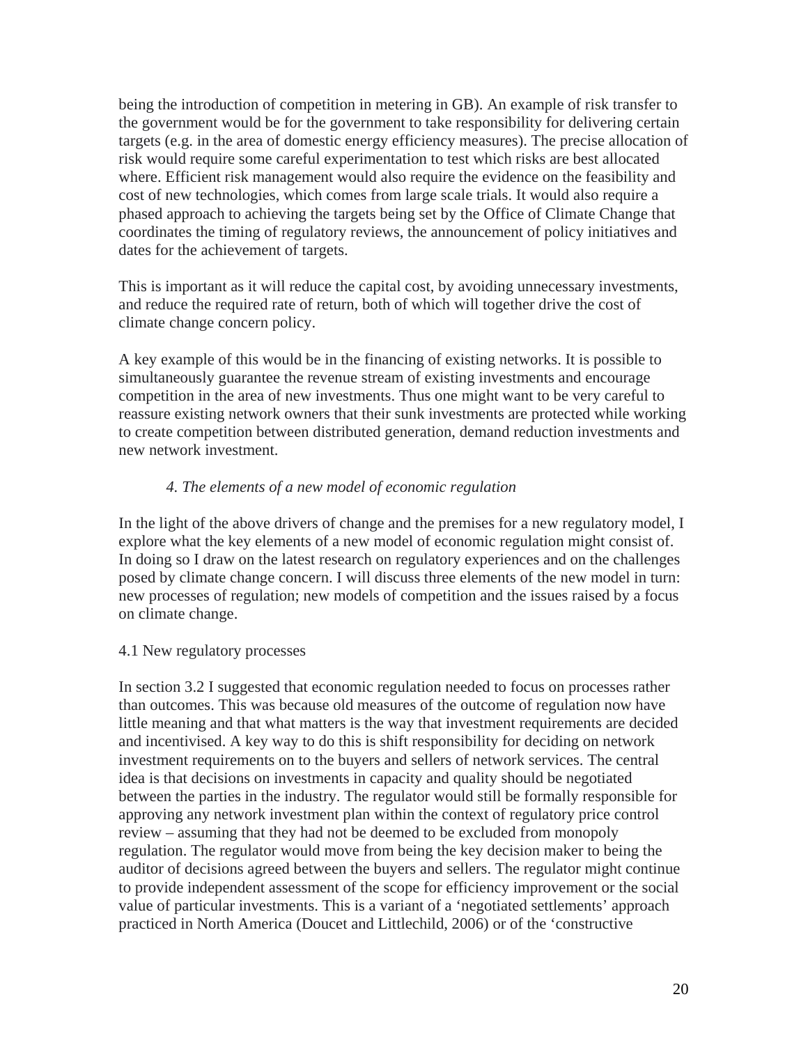being the introduction of competition in metering in GB). An example of risk transfer to the government would be for the government to take responsibility for delivering certain targets (e.g. in the area of domestic energy efficiency measures). The precise allocation of risk would require some careful experimentation to test which risks are best allocated where. Efficient risk management would also require the evidence on the feasibility and cost of new technologies, which comes from large scale trials. It would also require a phased approach to achieving the targets being set by the Office of Climate Change that coordinates the timing of regulatory reviews, the announcement of policy initiatives and dates for the achievement of targets.

This is important as it will reduce the capital cost, by avoiding unnecessary investments, and reduce the required rate of return, both of which will together drive the cost of climate change concern policy.

A key example of this would be in the financing of existing networks. It is possible to simultaneously guarantee the revenue stream of existing investments and encourage competition in the area of new investments. Thus one might want to be very careful to reassure existing network owners that their sunk investments are protected while working to create competition between distributed generation, demand reduction investments and new network investment.

## *4. The elements of a new model of economic regulation*

In the light of the above drivers of change and the premises for a new regulatory model, I explore what the key elements of a new model of economic regulation might consist of. In doing so I draw on the latest research on regulatory experiences and on the challenges posed by climate change concern. I will discuss three elements of the new model in turn: new processes of regulation; new models of competition and the issues raised by a focus on climate change.

### 4.1 New regulatory processes

In section 3.2 I suggested that economic regulation needed to focus on processes rather than outcomes. This was because old measures of the outcome of regulation now have little meaning and that what matters is the way that investment requirements are decided and incentivised. A key way to do this is shift responsibility for deciding on network investment requirements on to the buyers and sellers of network services. The central idea is that decisions on investments in capacity and quality should be negotiated between the parties in the industry. The regulator would still be formally responsible for approving any network investment plan within the context of regulatory price control review – assuming that they had not be deemed to be excluded from monopoly regulation. The regulator would move from being the key decision maker to being the auditor of decisions agreed between the buyers and sellers. The regulator might continue to provide independent assessment of the scope for efficiency improvement or the social value of particular investments. This is a variant of a 'negotiated settlements' approach practiced in North America (Doucet and Littlechild, 2006) or of the 'constructive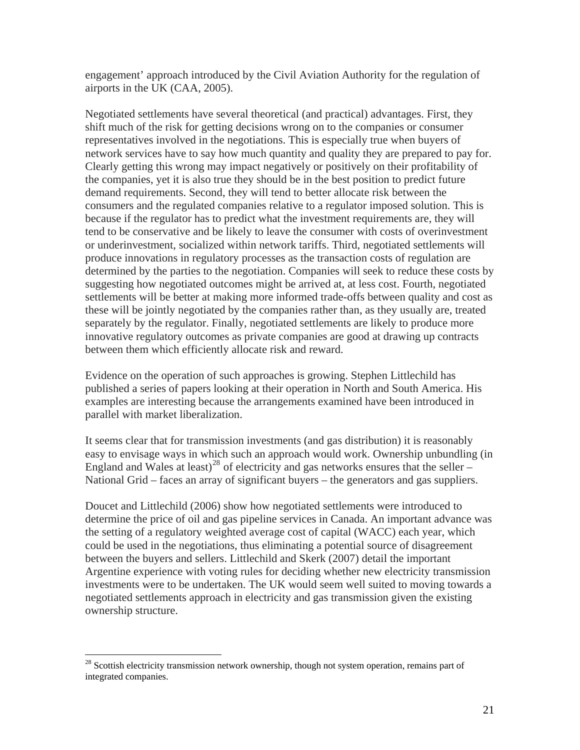engagement' approach introduced by the Civil Aviation Authority for the regulation of airports in the UK (CAA, 2005).

Negotiated settlements have several theoretical (and practical) advantages. First, they shift much of the risk for getting decisions wrong on to the companies or consumer representatives involved in the negotiations. This is especially true when buyers of network services have to say how much quantity and quality they are prepared to pay for. Clearly getting this wrong may impact negatively or positively on their profitability of the companies, yet it is also true they should be in the best position to predict future demand requirements. Second, they will tend to better allocate risk between the consumers and the regulated companies relative to a regulator imposed solution. This is because if the regulator has to predict what the investment requirements are, they will tend to be conservative and be likely to leave the consumer with costs of overinvestment or underinvestment, socialized within network tariffs. Third, negotiated settlements will produce innovations in regulatory processes as the transaction costs of regulation are determined by the parties to the negotiation. Companies will seek to reduce these costs by suggesting how negotiated outcomes might be arrived at, at less cost. Fourth, negotiated settlements will be better at making more informed trade-offs between quality and cost as these will be jointly negotiated by the companies rather than, as they usually are, treated separately by the regulator. Finally, negotiated settlements are likely to produce more innovative regulatory outcomes as private companies are good at drawing up contracts between them which efficiently allocate risk and reward.

Evidence on the operation of such approaches is growing. Stephen Littlechild has published a series of papers looking at their operation in North and South America. His examples are interesting because the arrangements examined have been introduced in parallel with market liberalization.

It seems clear that for transmission investments (and gas distribution) it is reasonably easy to envisage ways in which such an approach would work. Ownership unbundling (in England and Wales at least)[28] of electricity and gas networks ensures that the seller – National Grid – faces an array of significant buyers – the generators and gas suppliers.

Doucet and Littlechild (2006) show how negotiated settlements were introduced to determine the price of oil and gas pipeline services in Canada. An important advance was the setting of a regulatory weighted average cost of capital (WACC) each year, which could be used in the negotiations, thus eliminating a potential source of disagreement between the buyers and sellers. Littlechild and Skerk (2007) detail the important Argentine experience with voting rules for deciding whether new electricity transmission investments were to be undertaken. The UK would seem well suited to moving towards a negotiated settlements approach in electricity and gas transmission given the existing ownership structure.

[28] Scottish electricity transmission network ownership, though not system operation, remains part of integrated companies.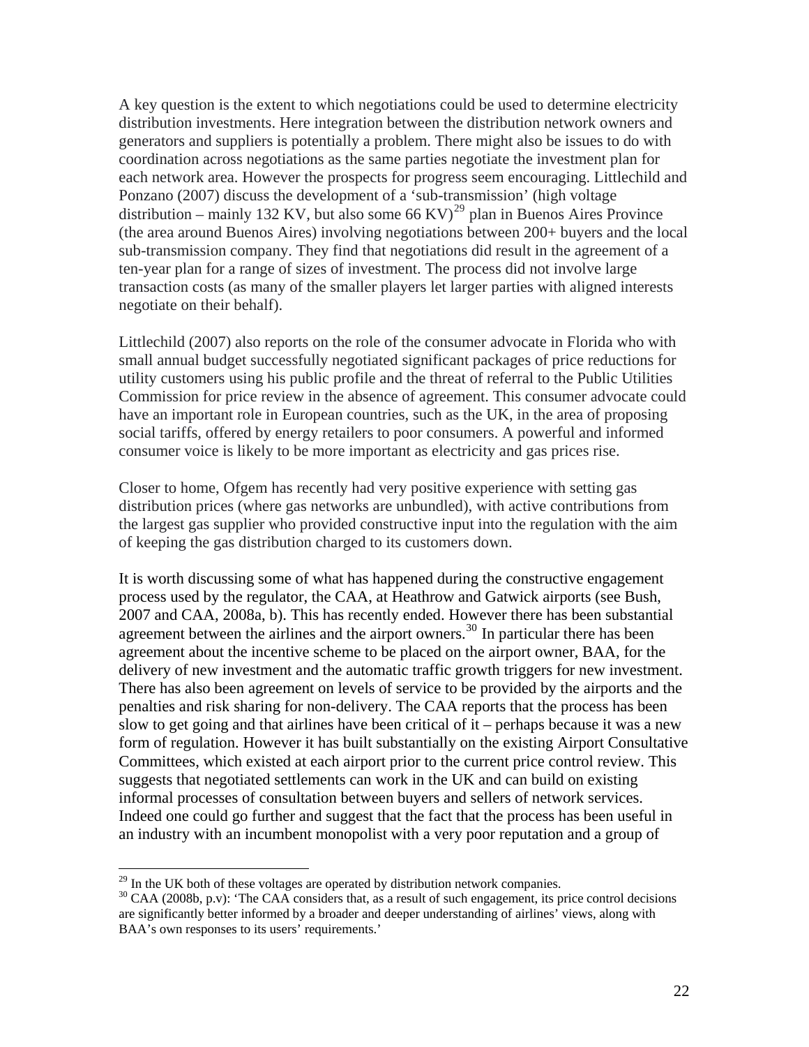A key question is the extent to which negotiations could be used to determine electricity distribution investments. Here integration between the distribution network owners and generators and suppliers is potentially a problem. There might also be issues to do with coordination across negotiations as the same parties negotiate the investment plan for each network area. However the prospects for progress seem encouraging. Littlechild and Ponzano (2007) discuss the development of a 'sub-transmission' (high voltage distribution – mainly 132 KV, but also some 66 KV)[29] plan in Buenos Aires Province (the area around Buenos Aires) involving negotiations between 200+ buyers and the local sub-transmission company. They find that negotiations did result in the agreement of a ten-year plan for a range of sizes of investment. The process did not involve large transaction costs (as many of the smaller players let larger parties with aligned interests negotiate on their behalf).

Littlechild (2007) also reports on the role of the consumer advocate in Florida who with small annual budget successfully negotiated significant packages of price reductions for utility customers using his public profile and the threat of referral to the Public Utilities Commission for price review in the absence of agreement. This consumer advocate could have an important role in European countries, such as the UK, in the area of proposing social tariffs, offered by energy retailers to poor consumers. A powerful and informed consumer voice is likely to be more important as electricity and gas prices rise.

Closer to home, Ofgem has recently had very positive experience with setting gas distribution prices (where gas networks are unbundled), with active contributions from the largest gas supplier who provided constructive input into the regulation with the aim of keeping the gas distribution charged to its customers down.

It is worth discussing some of what has happened during the constructive engagement process used by the regulator, the CAA, at Heathrow and Gatwick airports (see Bush, 2007 and CAA, 2008a, b). This has recently ended. However there has been substantial agreement between the airlines and the airport owners.[30] In particular there has been agreement about the incentive scheme to be placed on the airport owner, BAA, for the delivery of new investment and the automatic traffic growth triggers for new investment. There has also been agreement on levels of service to be provided by the airports and the penalties and risk sharing for non-delivery. The CAA reports that the process has been slow to get going and that airlines have been critical of it – perhaps because it was a new form of regulation. However it has built substantially on the existing Airport Consultative Committees, which existed at each airport prior to the current price control review. This suggests that negotiated settlements can work in the UK and can build on existing informal processes of consultation between buyers and sellers of network services. Indeed one could go further and suggest that the fact that the process has been useful in an industry with an incumbent monopolist with a very poor reputation and a group of

---

[29] In the UK both of these voltages are operated by distribution network companies.

[30] CAA (2008b, p.v): 'The CAA considers that, as a result of such engagement, its price control decisions are significantly better informed by a broader and deeper understanding of airlines' views, along with BAA's own responses to its users' requirements.'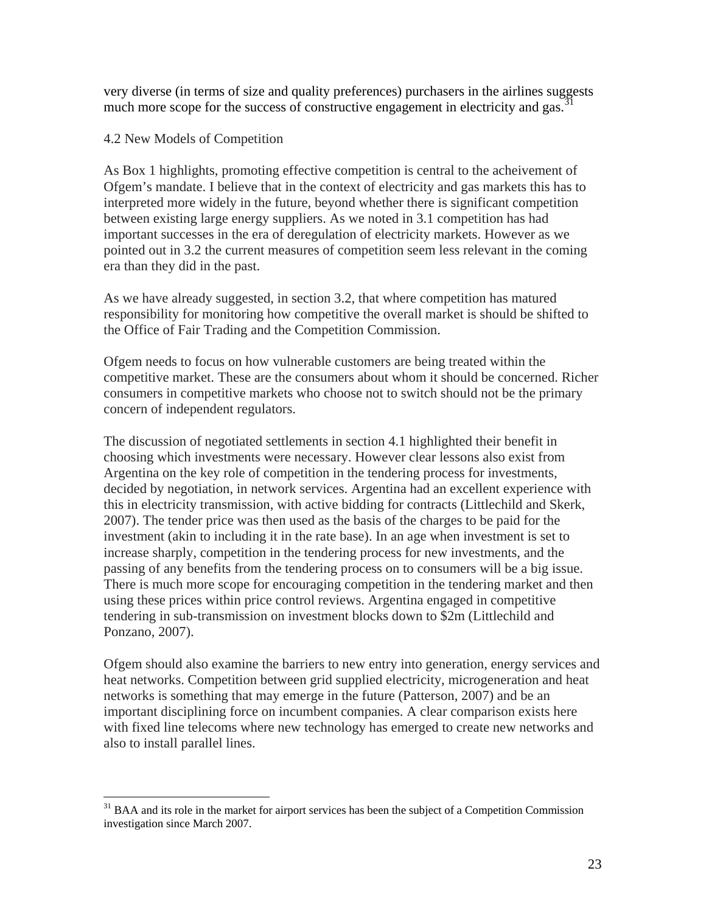very diverse (in terms of size and quality preferences) purchasers in the airlines suggests much more scope for the success of constructive engagement in electricity and gas.[31]

## 4.2 New Models of Competition

As Box 1 highlights, promoting effective competition is central to the acheivement of Ofgem's mandate. I believe that in the context of electricity and gas markets this has to interpreted more widely in the future, beyond whether there is significant competition between existing large energy suppliers. As we noted in 3.1 competition has had important successes in the era of deregulation of electricity markets. However as we pointed out in 3.2 the current measures of competition seem less relevant in the coming era than they did in the past.

As we have already suggested, in section 3.2, that where competition has matured responsibility for monitoring how competitive the overall market is should be shifted to the Office of Fair Trading and the Competition Commission.

Ofgem needs to focus on how vulnerable customers are being treated within the competitive market. These are the consumers about whom it should be concerned. Richer consumers in competitive markets who choose not to switch should not be the primary concern of independent regulators.

The discussion of negotiated settlements in section 4.1 highlighted their benefit in choosing which investments were necessary. However clear lessons also exist from Argentina on the key role of competition in the tendering process for investments, decided by negotiation, in network services. Argentina had an excellent experience with this in electricity transmission, with active bidding for contracts (Littlechild and Skerk, 2007). The tender price was then used as the basis of the charges to be paid for the investment (akin to including it in the rate base). In an age when investment is set to increase sharply, competition in the tendering process for new investments, and the passing of any benefits from the tendering process on to consumers will be a big issue. There is much more scope for encouraging competition in the tendering market and then using these prices within price control reviews. Argentina engaged in competitive tendering in sub-transmission on investment blocks down to \$2m (Littlechild and Ponzano, 2007).

Ofgem should also examine the barriers to new entry into generation, energy services and heat networks. Competition between grid supplied electricity, microgeneration and heat networks is something that may emerge in the future (Patterson, 2007) and be an important disciplining force on incumbent companies. A clear comparison exists here with fixed line telecoms where new technology has emerged to create new networks and also to install parallel lines.

---

[31] BAA and its role in the market for airport services has been the subject of a Competition Commission investigation since March 2007.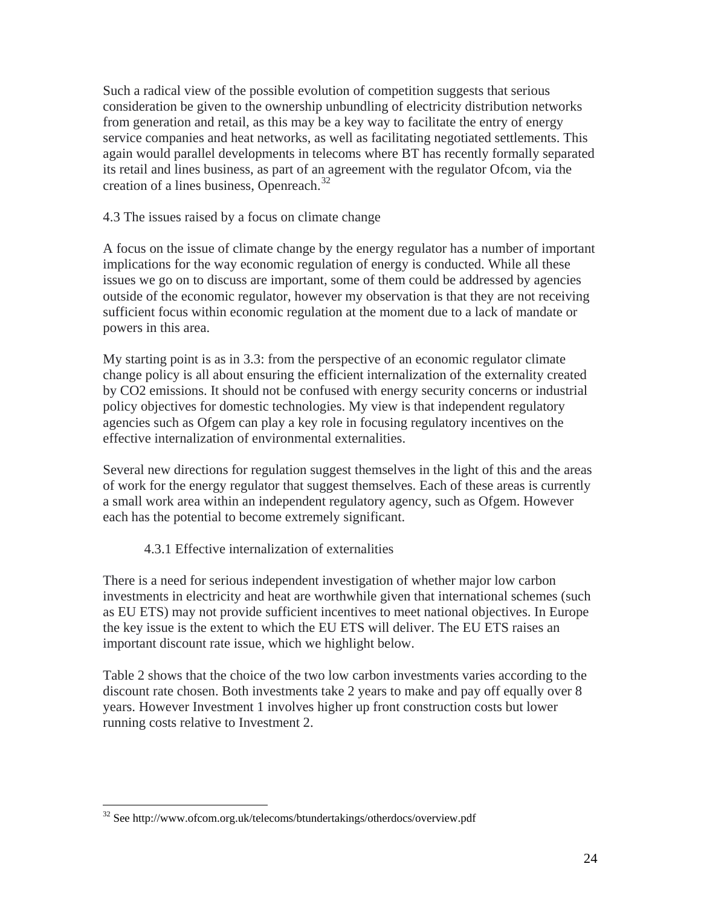Such a radical view of the possible evolution of competition suggests that serious consideration be given to the ownership unbundling of electricity distribution networks from generation and retail, as this may be a key way to facilitate the entry of energy service companies and heat networks, as well as facilitating negotiated settlements. This again would parallel developments in telecoms where BT has recently formally separated its retail and lines business, as part of an agreement with the regulator Ofcom, via the creation of a lines business, Openreach.[32]

## 4.3 The issues raised by a focus on climate change

A focus on the issue of climate change by the energy regulator has a number of important implications for the way economic regulation of energy is conducted. While all these issues we go on to discuss are important, some of them could be addressed by agencies outside of the economic regulator, however my observation is that they are not receiving sufficient focus within economic regulation at the moment due to a lack of mandate or powers in this area.

My starting point is as in 3.3: from the perspective of an economic regulator climate change policy is all about ensuring the efficient internalization of the externality created by $CO_2$ emissions. It should not be confused with energy security concerns or industrial policy objectives for domestic technologies. My view is that independent regulatory agencies such as Ofgem can play a key role in focusing regulatory incentives on the effective internalization of environmental externalities.

Several new directions for regulation suggest themselves in the light of this and the areas of work for the energy regulator that suggest themselves. Each of these areas is currently a small work area within an independent regulatory agency, such as Ofgem. However each has the potential to become extremely significant.

### 4.3.1 Effective internalization of externalities

There is a need for serious independent investigation of whether major low carbon investments in electricity and heat are worthwhile given that international schemes (such as EU ETS) may not provide sufficient incentives to meet national objectives. In Europe the key issue is the extent to which the EU ETS will deliver. The EU ETS raises an important discount rate issue, which we highlight below.

Table 2 shows that the choice of the two low carbon investments varies according to the discount rate chosen. Both investments take 2 years to make and pay off equally over 8 years. However Investment 1 involves higher up front construction costs but lower running costs relative to Investment 2.

[32] See http://www.ofcom.org.uk/telecoms/btundertakings/otherdocs/overview.pdf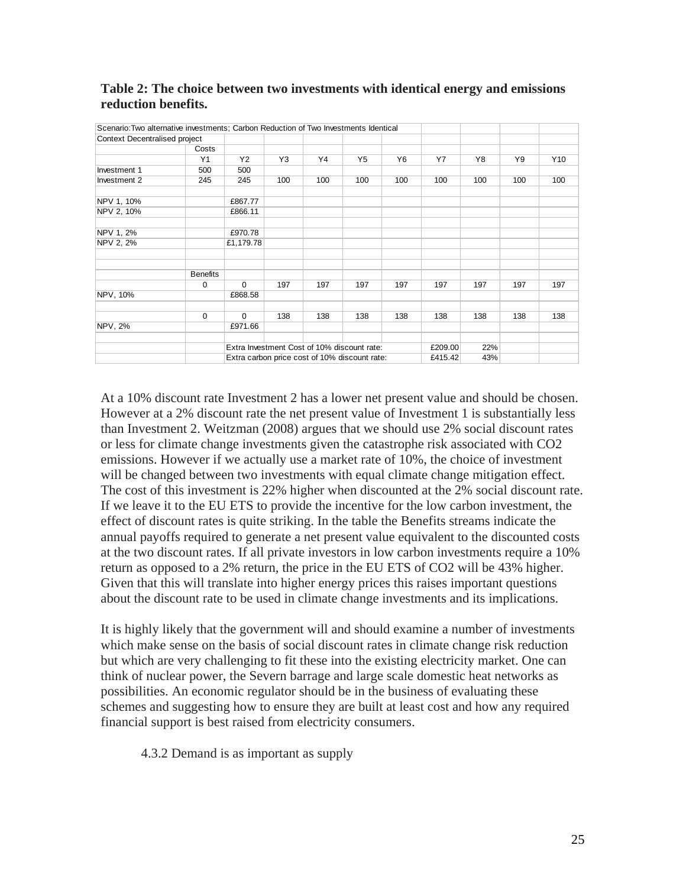**Table 2: The choice between two investments with identical energy and emissions reduction benefits.**

| Scenario:Two alternative investments; Carbon Reduction of Two Investments Identical | | | | | | | | | | |
|---|---|---|---|---|---|---|---|---|---|---|
| Context Decentralised project | | | | | | | | | | |
| | Costs | | | | | | | | | |
| | Y1 | Y2 | Y3 | Y4 | Y5 | Y6 | Y7 | Y8 | Y9 | Y10 |
| Investment 1 | 500 | 500 | | | | | | | | |
| Investment 2 | 245 | 245 | 100 | 100 | 100 | 100 | 100 | 100 | 100 | 100 |
| | | | | | | | | | | |
| NPV 1, 10% | | £867.77 | | | | | | | | |
| NPV 2, 10% | | £866.11 | | | | | | | | |
| | | | | | | | | | | |
| NPV 1, 2% | | £970.78 | | | | | | | | |
| NPV 2, 2% | | £1,179.78 | | | | | | | | |
| | | | | | | | | | | |
| | | | | | | | | | | |
| | Benefits | | | | | | | | | |
| | 0 | 0 | 197 | 197 | 197 | 197 | 197 | 197 | 197 | 197 |
| NPV, 10% | | £868.58 | | | | | | | | |
| | | | | | | | | | | |
| | 0 | 0 | 138 | 138 | 138 | 138 | 138 | 138 | 138 | 138 |
| NPV, 2% | | £971.66 | | | | | | | | |
| | | | | | | | | | | |
| | | Extra Investment Cost of 10% discount rate: | | | | | £209.00 | 22% | | |
| | | Extra carbon price cost of 10% discount rate: | | | | | £415.42 | 43% | | |

At a 10% discount rate Investment 2 has a lower net present value and should be chosen. However at a 2% discount rate the net present value of Investment 1 is substantially less than Investment 2. Weitzman (2008) argues that we should use 2% social discount rates or less for climate change investments given the catastrophe risk associated with $CO_2$ emissions. However if we actually use a market rate of 10%, the choice of investment will be changed between two investments with equal climate change mitigation effect. The cost of this investment is 22% higher when discounted at the 2% social discount rate. If we leave it to the EU ETS to provide the incentive for the low carbon investment, the effect of discount rates is quite striking. In the table the Benefits streams indicate the annual payoffs required to generate a net present value equivalent to the discounted costs at the two discount rates. If all private investors in low carbon investments require a 10% return as opposed to a 2% return, the price in the EU ETS of $CO_2$ will be 43% higher. Given that this will translate into higher energy prices this raises important questions about the discount rate to be used in climate change investments and its implications.

It is highly likely that the government will and should examine a number of investments which make sense on the basis of social discount rates in climate change risk reduction but which are very challenging to fit these into the existing electricity market. One can think of nuclear power, the Severn barrage and large scale domestic heat networks as possibilities. An economic regulator should be in the business of evaluating these schemes and suggesting how to ensure they are built at least cost and how any required financial support is best raised from electricity consumers.

#### 4.3.2 Demand is as important as supply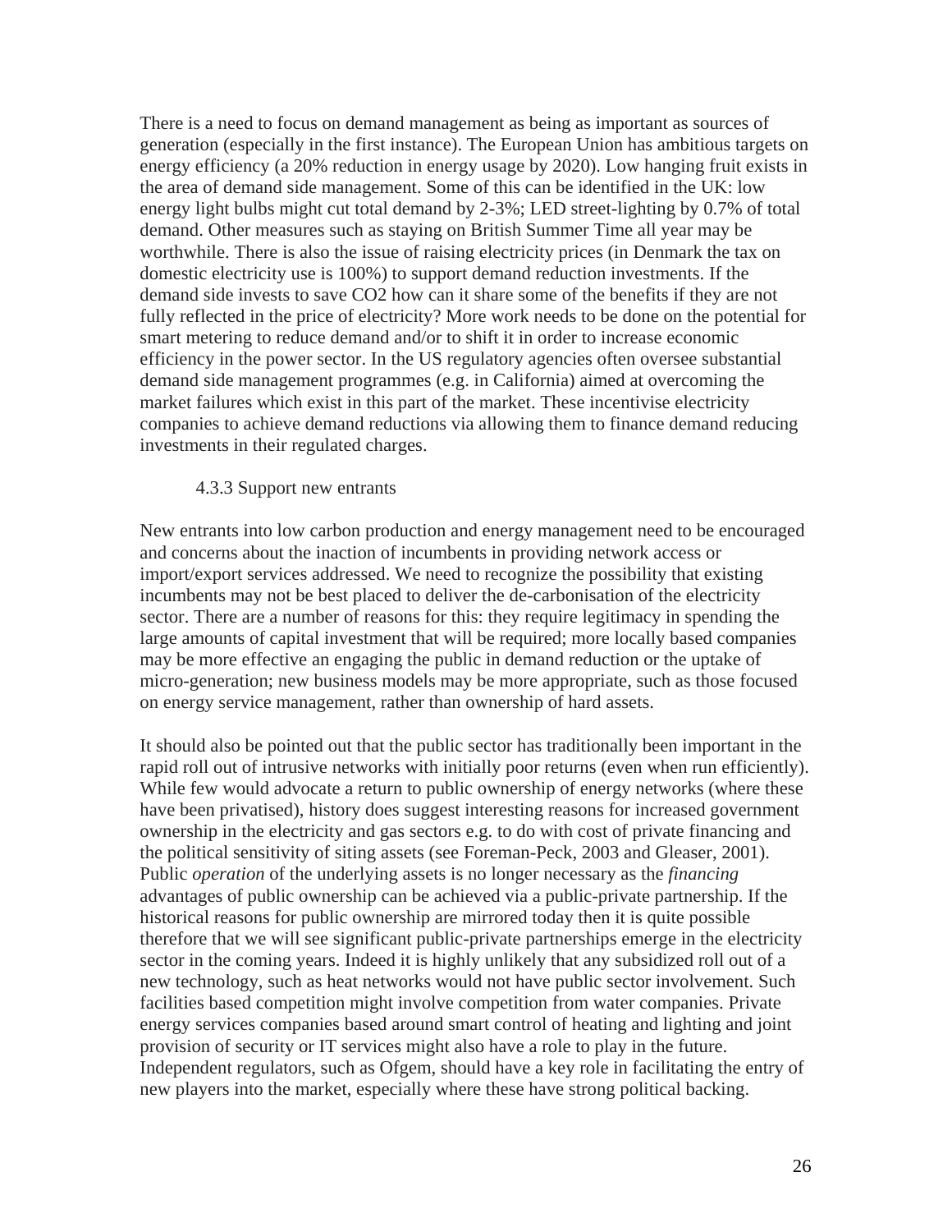There is a need to focus on demand management as being as important as sources of generation (especially in the first instance). The European Union has ambitious targets on energy efficiency (a 20% reduction in energy usage by 2020). Low hanging fruit exists in the area of demand side management. Some of this can be identified in the UK: low energy light bulbs might cut total demand by 2-3%; LED street-lighting by 0.7% of total demand. Other measures such as staying on British Summer Time all year may be worthwhile. There is also the issue of raising electricity prices (in Denmark the tax on domestic electricity use is 100%) to support demand reduction investments. If the demand side invests to save CO2 how can it share some of the benefits if they are not fully reflected in the price of electricity? More work needs to be done on the potential for smart metering to reduce demand and/or to shift it in order to increase economic efficiency in the power sector. In the US regulatory agencies often oversee substantial demand side management programmes (e.g. in California) aimed at overcoming the market failures which exist in this part of the market. These incentivise electricity companies to achieve demand reductions via allowing them to finance demand reducing investments in their regulated charges.

#### 4.3.3 Support new entrants

New entrants into low carbon production and energy management need to be encouraged and concerns about the inaction of incumbents in providing network access or import/export services addressed. We need to recognize the possibility that existing incumbents may not be best placed to deliver the de-carbonisation of the electricity sector. There are a number of reasons for this: they require legitimacy in spending the large amounts of capital investment that will be required; more locally based companies may be more effective an engaging the public in demand reduction or the uptake of micro-generation; new business models may be more appropriate, such as those focused on energy service management, rather than ownership of hard assets.

It should also be pointed out that the public sector has traditionally been important in the rapid roll out of intrusive networks with initially poor returns (even when run efficiently). While few would advocate a return to public ownership of energy networks (where these have been privatised), history does suggest interesting reasons for increased government ownership in the electricity and gas sectors e.g. to do with cost of private financing and the political sensitivity of siting assets (see Foreman-Peck, 2003 and Gleaser, 2001). Public *operation* of the underlying assets is no longer necessary as the *financing* advantages of public ownership can be achieved via a public-private partnership. If the historical reasons for public ownership are mirrored today then it is quite possible therefore that we will see significant public-private partnerships emerge in the electricity sector in the coming years. Indeed it is highly unlikely that any subsidized roll out of a new technology, such as heat networks would not have public sector involvement. Such facilities based competition might involve competition from water companies. Private energy services companies based around smart control of heating and lighting and joint provision of security or IT services might also have a role to play in the future. Independent regulators, such as Ofgem, should have a key role in facilitating the entry of new players into the market, especially where these have strong political backing.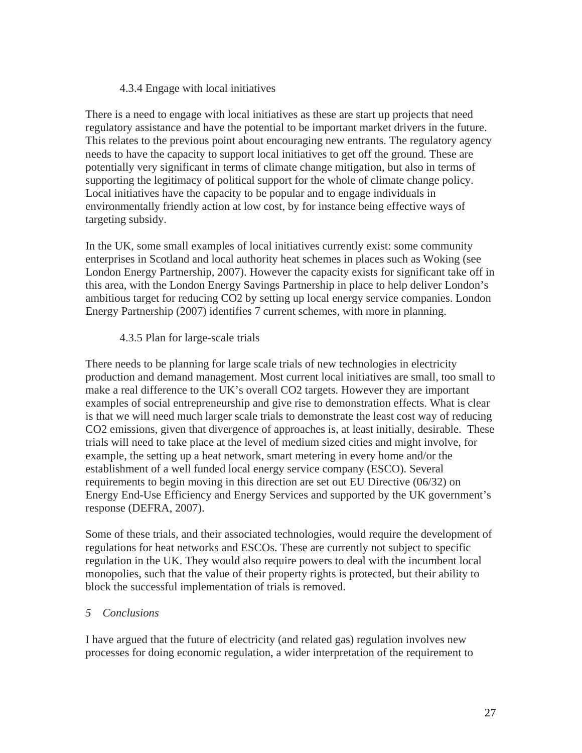#### 4.3.4 Engage with local initiatives

There is a need to engage with local initiatives as these are start up projects that need regulatory assistance and have the potential to be important market drivers in the future. This relates to the previous point about encouraging new entrants. The regulatory agency needs to have the capacity to support local initiatives to get off the ground. These are potentially very significant in terms of climate change mitigation, but also in terms of supporting the legitimacy of political support for the whole of climate change policy. Local initiatives have the capacity to be popular and to engage individuals in environmentally friendly action at low cost, by for instance being effective ways of targeting subsidy.

In the UK, some small examples of local initiatives currently exist: some community enterprises in Scotland and local authority heat schemes in places such as Woking (see London Energy Partnership, 2007). However the capacity exists for significant take off in this area, with the London Energy Savings Partnership in place to help deliver London's ambitious target for reducing CO2 by setting up local energy service companies. London Energy Partnership (2007) identifies 7 current schemes, with more in planning.

#### 4.3.5 Plan for large-scale trials

There needs to be planning for large scale trials of new technologies in electricity production and demand management. Most current local initiatives are small, too small to make a real difference to the UK's overall CO2 targets. However they are important examples of social entrepreneurship and give rise to demonstration effects. What is clear is that we will need much larger scale trials to demonstrate the least cost way of reducing CO2 emissions, given that divergence of approaches is, at least initially, desirable. These trials will need to take place at the level of medium sized cities and might involve, for example, the setting up a heat network, smart metering in every home and/or the establishment of a well funded local energy service company (ESCO). Several requirements to begin moving in this direction are set out EU Directive (06/32) on Energy End-Use Efficiency and Energy Services and supported by the UK government's response (DEFRA, 2007).

Some of these trials, and their associated technologies, would require the development of regulations for heat networks and ESCOs. These are currently not subject to specific regulation in the UK. They would also require powers to deal with the incumbent local monopolies, such that the value of their property rights is protected, but their ability to block the successful implementation of trials is removed.

## *5 Conclusions*

I have argued that the future of electricity (and related gas) regulation involves new processes for doing economic regulation, a wider interpretation of the requirement to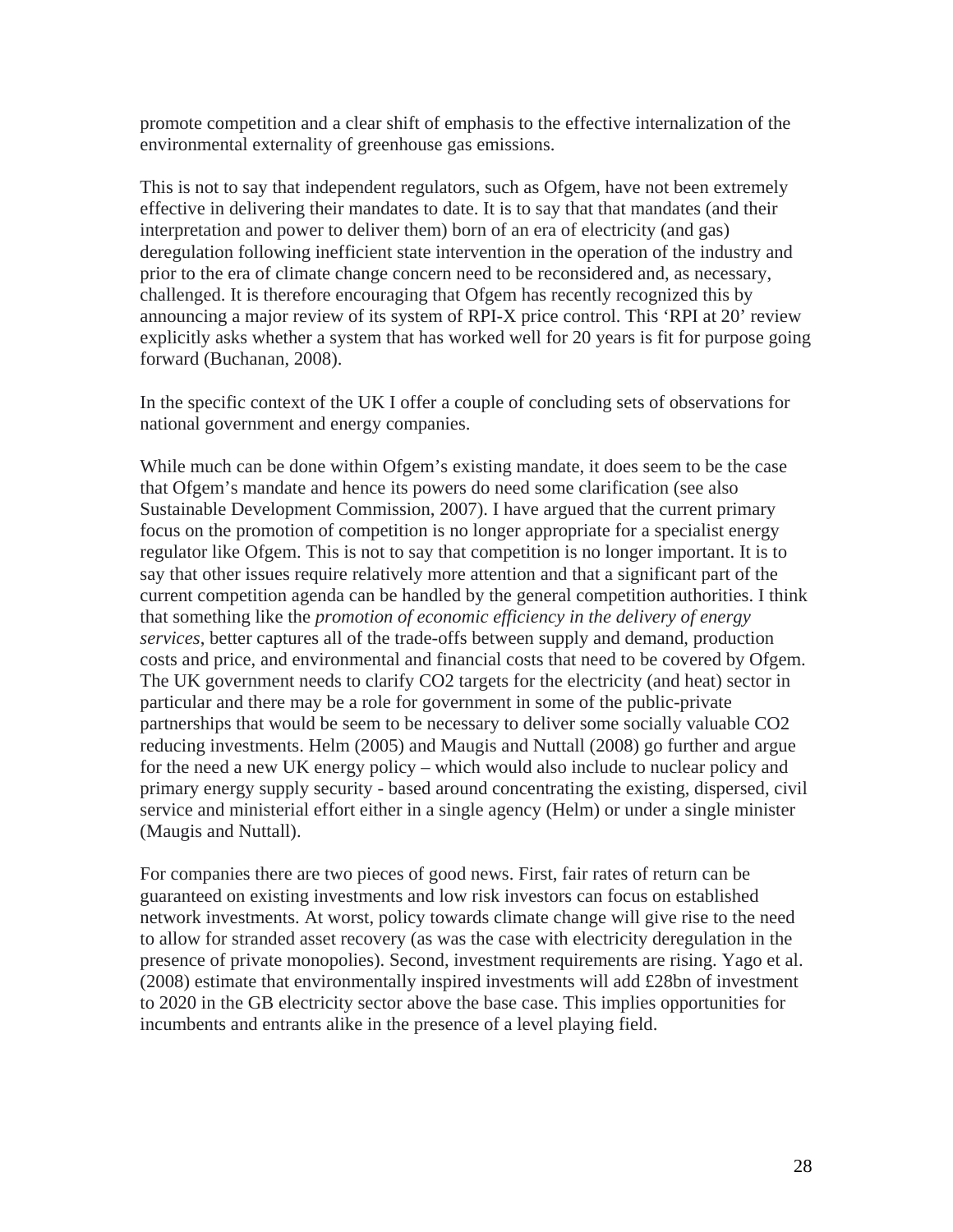promote competition and a clear shift of emphasis to the effective internalization of the environmental externality of greenhouse gas emissions.

This is not to say that independent regulators, such as Ofgem, have not been extremely effective in delivering their mandates to date. It is to say that that mandates (and their interpretation and power to deliver them) born of an era of electricity (and gas) deregulation following inefficient state intervention in the operation of the industry and prior to the era of climate change concern need to be reconsidered and, as necessary, challenged. It is therefore encouraging that Ofgem has recently recognized this by announcing a major review of its system of RPI-X price control. This 'RPI at 20' review explicitly asks whether a system that has worked well for 20 years is fit for purpose going forward (Buchanan, 2008).

In the specific context of the UK I offer a couple of concluding sets of observations for national government and energy companies.

While much can be done within Ofgem's existing mandate, it does seem to be the case that Ofgem's mandate and hence its powers do need some clarification (see also Sustainable Development Commission, 2007). I have argued that the current primary focus on the promotion of competition is no longer appropriate for a specialist energy regulator like Ofgem. This is not to say that competition is no longer important. It is to say that other issues require relatively more attention and that a significant part of the current competition agenda can be handled by the general competition authorities. I think that something like the *promotion of economic efficiency in the delivery of energy services*, better captures all of the trade-offs between supply and demand, production costs and price, and environmental and financial costs that need to be covered by Ofgem. The UK government needs to clarify $CO_2$ targets for the electricity (and heat) sector in particular and there may be a role for government in some of the public-private partnerships that would be seem to be necessary to deliver some socially valuable $CO_2$ reducing investments. Helm (2005) and Maugis and Nuttall (2008) go further and argue for the need a new UK energy policy – which would also include to nuclear policy and primary energy supply security - based around concentrating the existing, dispersed, civil service and ministerial effort either in a single agency (Helm) or under a single minister (Maugis and Nuttall).

For companies there are two pieces of good news. First, fair rates of return can be guaranteed on existing investments and low risk investors can focus on established network investments. At worst, policy towards climate change will give rise to the need to allow for stranded asset recovery (as was the case with electricity deregulation in the presence of private monopolies). Second, investment requirements are rising. Yago et al. (2008) estimate that environmentally inspired investments will add £28bn of investment to 2020 in the GB electricity sector above the base case. This implies opportunities for incumbents and entrants alike in the presence of a level playing field.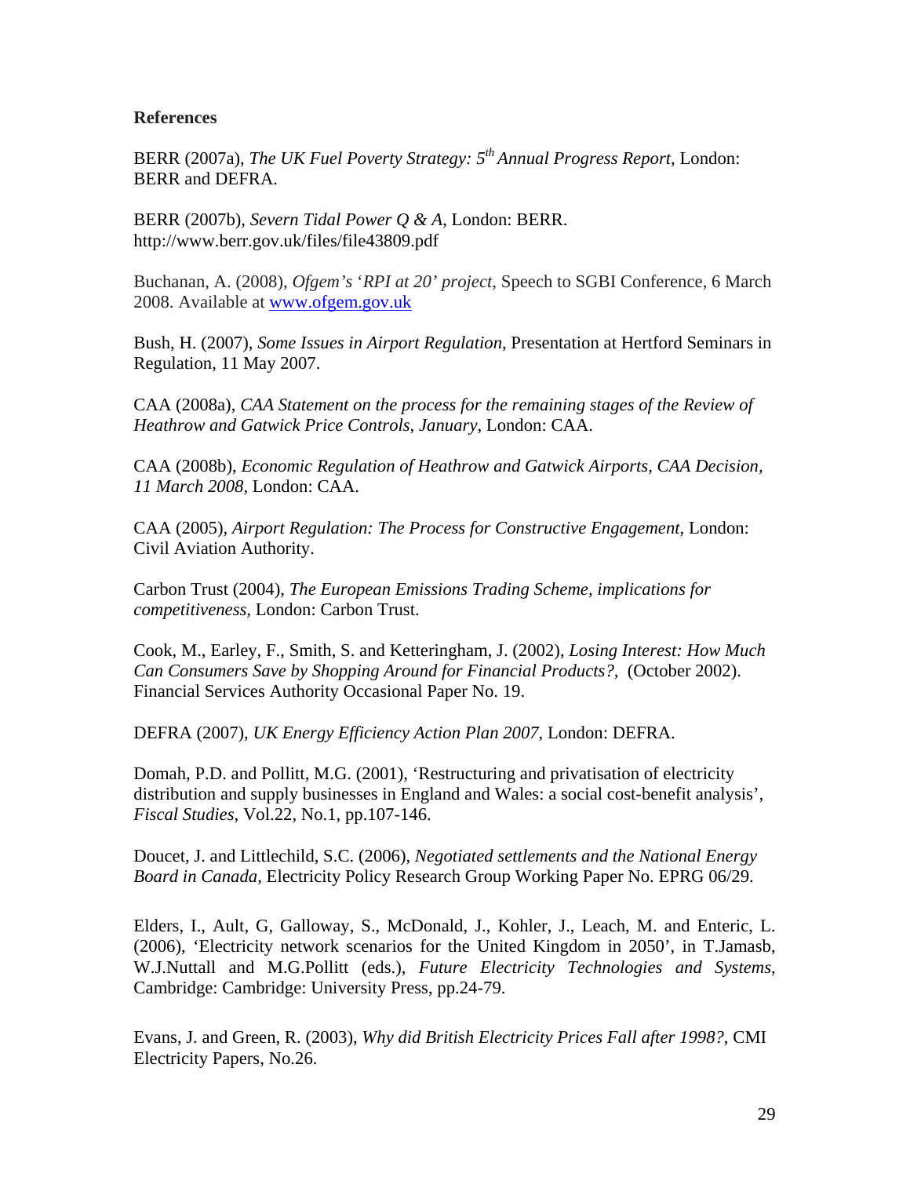**References**

BERR (2007a), *The UK Fuel Poverty Strategy: 5th Annual Progress Report*, London: BERR and DEFRA.

BERR (2007b), *Severn Tidal Power Q & A*, London: BERR. http://www.berr.gov.uk/files/file43809.pdf

Buchanan, A. (2008), *Ofgem's 'RPI at 20' project*, Speech to SGBI Conference, 6 March 2008. Available at [www.ofgem.gov.uk](www.ofgem.gov.uk)

Bush, H. (2007), *Some Issues in Airport Regulation*, Presentation at Hertford Seminars in Regulation, 11 May 2007.

CAA (2008a), *CAA Statement on the process for the remaining stages of the Review of Heathrow and Gatwick Price Controls, January*, London: CAA.

CAA (2008b), *Economic Regulation of Heathrow and Gatwick Airports, CAA Decision, 11 March 2008*, London: CAA.

CAA (2005), *Airport Regulation: The Process for Constructive Engagement*, London: Civil Aviation Authority.

Carbon Trust (2004), *The European Emissions Trading Scheme, implications for competitiveness,* London: Carbon Trust.

Cook, M., Earley, F., Smith, S. and Ketteringham, J. (2002), *Losing Interest: How Much Can Consumers Save by Shopping Around for Financial Products?,* (October 2002). Financial Services Authority Occasional Paper No. 19.

DEFRA (2007), *UK Energy Efficiency Action Plan 2007*, London: DEFRA.

Domah, P.D. and Pollitt, M.G. (2001), 'Restructuring and privatisation of electricity distribution and supply businesses in England and Wales: a social cost-benefit analysis', *Fiscal Studies*, Vol.22, No.1, pp.107-146.

Doucet, J. and Littlechild, S.C. (2006), *Negotiated settlements and the National Energy Board in Canada*, Electricity Policy Research Group Working Paper No. EPRG 06/29.

Elders, I., Ault, G, Galloway, S., McDonald, J., Kohler, J., Leach, M. and Enteric, L. (2006), 'Electricity network scenarios for the United Kingdom in 2050', in T.Jamasb, W.J.Nuttall and M.G.Pollitt (eds.), *Future Electricity Technologies and Systems*, Cambridge: Cambridge: University Press, pp.24-79.

Evans, J. and Green, R. (2003), *Why did British Electricity Prices Fall after 1998?*, CMI Electricity Papers, No.26.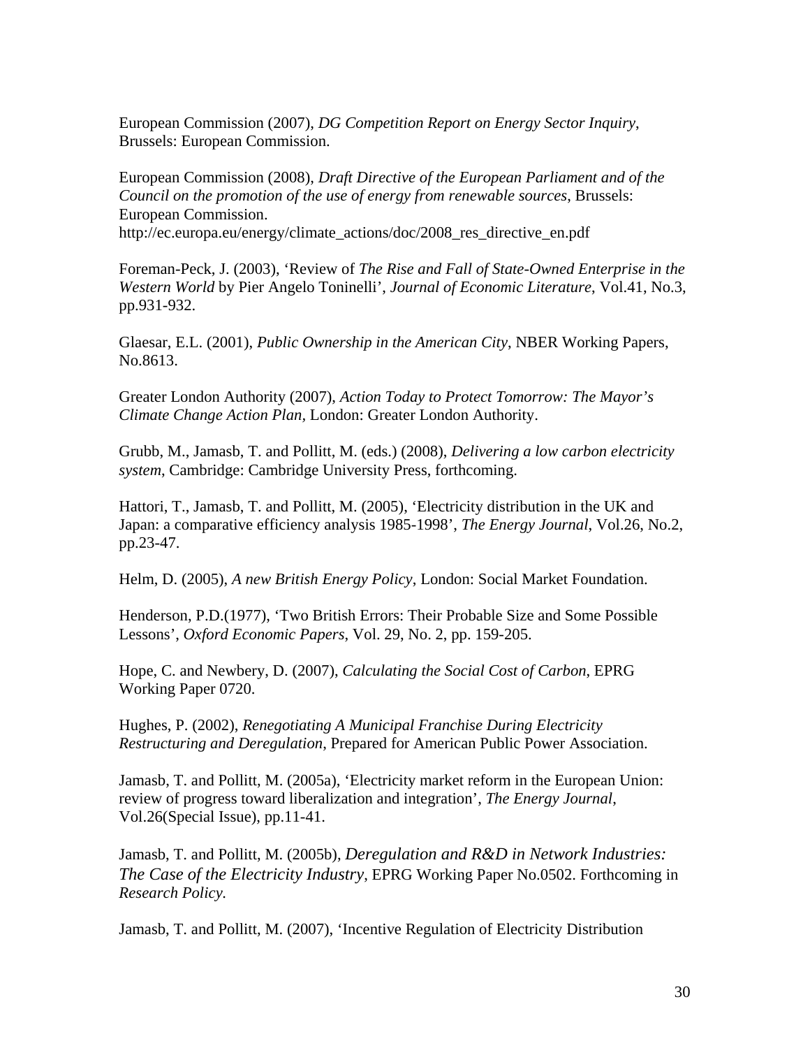European Commission (2007), *DG Competition Report on Energy Sector Inquiry*, Brussels: European Commission.

European Commission (2008), *Draft Directive of the European Parliament and of the Council on the promotion of the use of energy from renewable sources*, Brussels: European Commission.
http://ec.europa.eu/energy/climate_actions/doc/2008_res_directive_en.pdf

Foreman-Peck, J. (2003), 'Review of *The Rise and Fall of State-Owned Enterprise in the Western World* by Pier Angelo Toninelli', *Journal of Economic Literature*, Vol.41, No.3, pp.931-932.

Glaesar, E.L. (2001), *Public Ownership in the American City*, NBER Working Papers, No.8613.

Greater London Authority (2007), *Action Today to Protect Tomorrow: The Mayor's Climate Change Action Plan*, London: Greater London Authority.

Grubb, M., Jamasb, T. and Pollitt, M. (eds.) (2008), *Delivering a low carbon electricity system*, Cambridge: Cambridge University Press, forthcoming.

Hattori, T., Jamasb, T. and Pollitt, M. (2005), 'Electricity distribution in the UK and Japan: a comparative efficiency analysis 1985-1998', *The Energy Journal*, Vol.26, No.2, pp.23-47.

Helm, D. (2005), *A new British Energy Policy*, London: Social Market Foundation.

Henderson, P.D.(1977), 'Two British Errors: Their Probable Size and Some Possible Lessons', *Oxford Economic Papers*, Vol. 29, No. 2, pp. 159-205.

Hope, C. and Newbery, D. (2007), *Calculating the Social Cost of Carbon*, EPRG Working Paper 0720.

Hughes, P. (2002), *Renegotiating A Municipal Franchise During Electricity Restructuring and Deregulation*, Prepared for American Public Power Association.

Jamasb, T. and Pollitt, M. (2005a), 'Electricity market reform in the European Union: review of progress toward liberalization and integration', *The Energy Journal*, Vol.26(Special Issue), pp.11-41.

Jamasb, T. and Pollitt, M. (2005b), *Deregulation and R&D in Network Industries: The Case of the Electricity Industry*, EPRG Working Paper No.0502. Forthcoming in *Research Policy.*

Jamasb, T. and Pollitt, M. (2007), 'Incentive Regulation of Electricity Distribution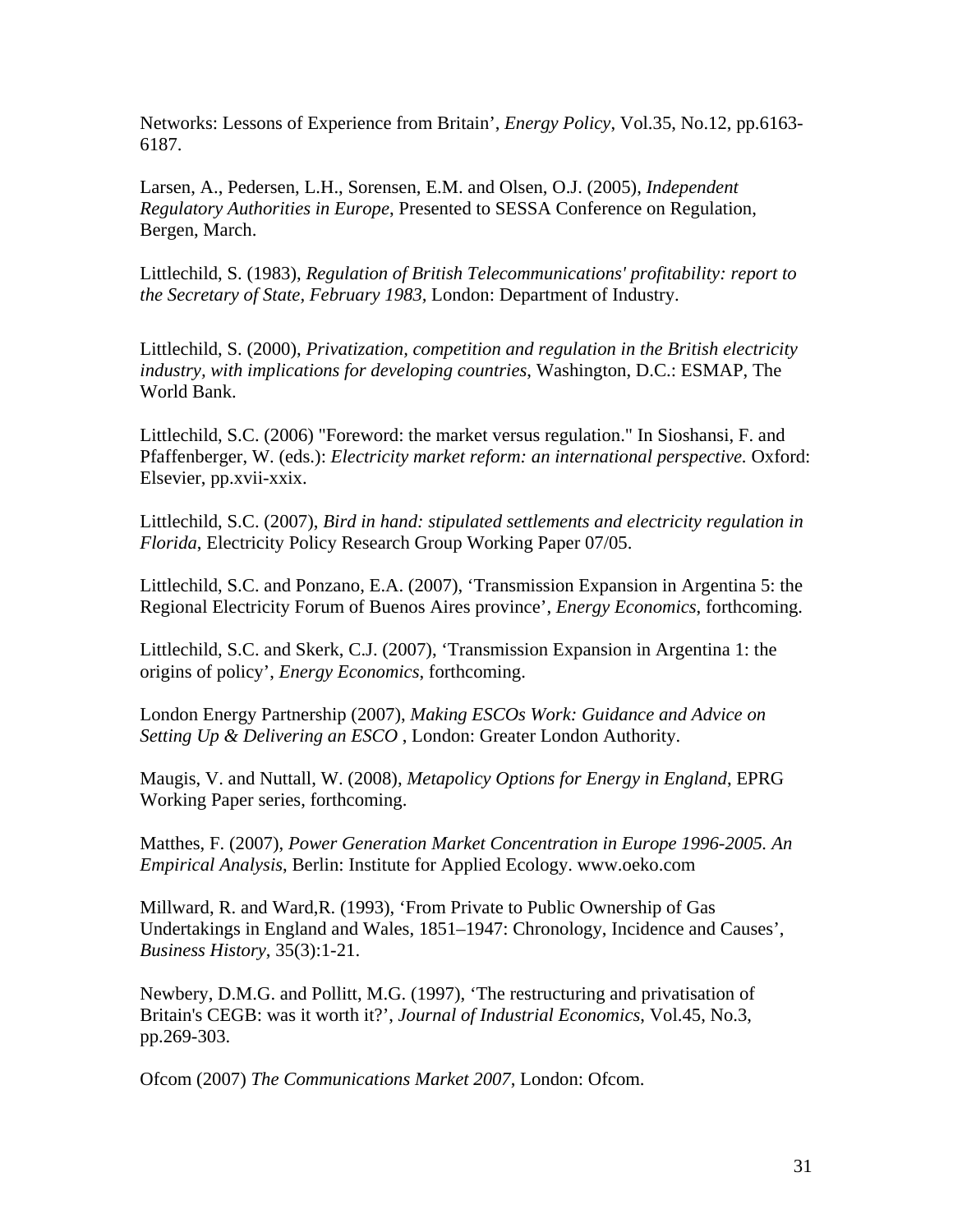Networks: Lessons of Experience from Britain', *Energy Policy*, Vol.35, No.12, pp.6163-6187.

Larsen, A., Pedersen, L.H., Sorensen, E.M. and Olsen, O.J. (2005), *Independent Regulatory Authorities in Europe*, Presented to SESSA Conference on Regulation, Bergen, March.

Littlechild, S. (1983), *Regulation of British Telecommunications' profitability: report to the Secretary of State, February 1983*, London: Department of Industry.

Littlechild, S. (2000), *Privatization, competition and regulation in the British electricity industry, with implications for developing countries*, Washington, D.C.: ESMAP, The World Bank.

Littlechild, S.C. (2006) "Foreword: the market versus regulation." In Sioshansi, F. and Pfaffenberger, W. (eds.): *Electricity market reform: an international perspective.* Oxford: Elsevier, pp.xvii-xxix.

Littlechild, S.C. (2007), *Bird in hand: stipulated settlements and electricity regulation in Florida*, Electricity Policy Research Group Working Paper 07/05.

Littlechild, S.C. and Ponzano, E.A. (2007), 'Transmission Expansion in Argentina 5: the Regional Electricity Forum of Buenos Aires province', *Energy Economics*, forthcoming.

Littlechild, S.C. and Skerk, C.J. (2007), 'Transmission Expansion in Argentina 1: the origins of policy', *Energy Economics*, forthcoming.

London Energy Partnership (2007), *Making ESCOs Work: Guidance and Advice on Setting Up & Delivering an ESCO* , London: Greater London Authority.

Maugis, V. and Nuttall, W. (2008), *Metapolicy Options for Energy in England*, EPRG Working Paper series, forthcoming.

Matthes, F. (2007), *Power Generation Market Concentration in Europe 1996-2005. An Empirical Analysis*, Berlin: Institute for Applied Ecology. www.oeko.com

Millward, R. and Ward,R. (1993), 'From Private to Public Ownership of Gas Undertakings in England and Wales, 1851–1947: Chronology, Incidence and Causes', *Business History*, 35(3):1-21.

Newbery, D.M.G. and Pollitt, M.G. (1997), 'The restructuring and privatisation of Britain's CEGB: was it worth it?', *Journal of Industrial Economics*, Vol.45, No.3, pp.269-303.

Ofcom (2007) *The Communications Market 2007*, London: Ofcom.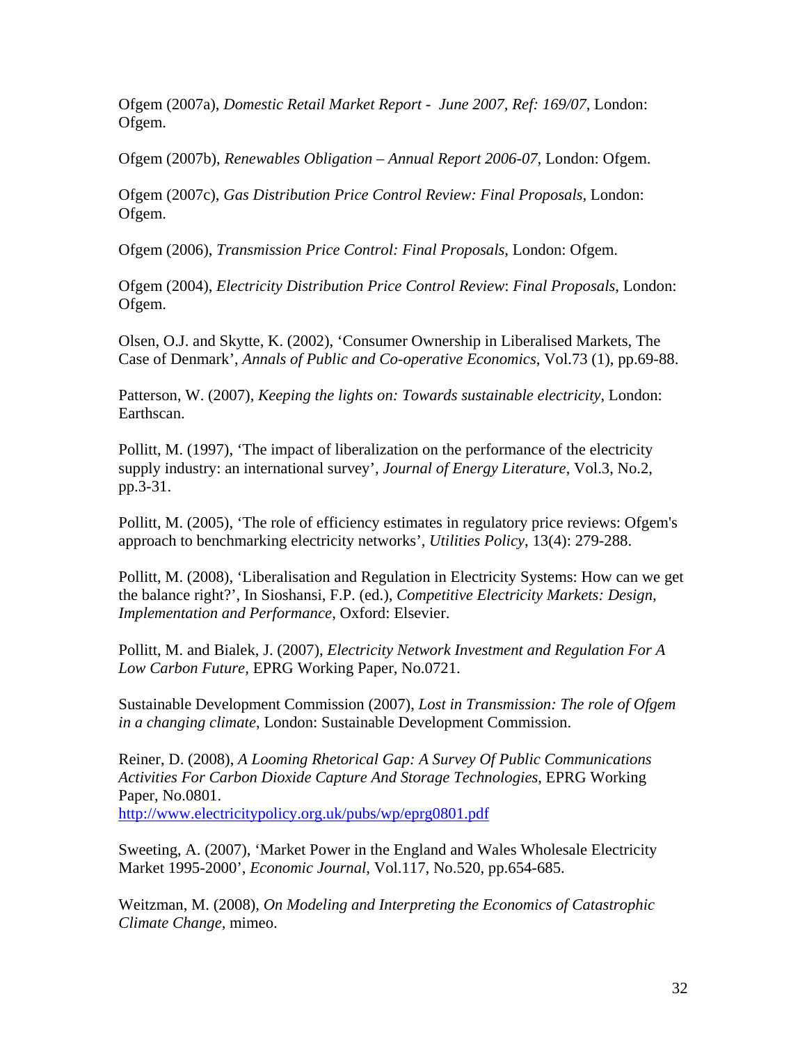Ofgem (2007a), *Domestic Retail Market Report - June 2007, Ref: 169/07*, London: Ofgem.

Ofgem (2007b), *Renewables Obligation – Annual Report 2006-07*, London: Ofgem.

Ofgem (2007c), *Gas Distribution Price Control Review: Final Proposals*, London: Ofgem.

Ofgem (2006), *Transmission Price Control: Final Proposals*, London: Ofgem.

Ofgem (2004), *Electricity Distribution Price Control Review*: *Final Proposals*, London: Ofgem.

Olsen, O.J. and Skytte, K. (2002), 'Consumer Ownership in Liberalised Markets, The Case of Denmark', *Annals of Public and Co-operative Economics*, Vol.73 (1), pp.69-88.

Patterson, W. (2007), *Keeping the lights on: Towards sustainable electricity*, London: Earthscan.

Pollitt, M. (1997), 'The impact of liberalization on the performance of the electricity supply industry: an international survey', *Journal of Energy Literature*, Vol.3, No.2, pp.3-31.

Pollitt, M. (2005), 'The role of efficiency estimates in regulatory price reviews: Ofgem's approach to benchmarking electricity networks', *Utilities Policy*, 13(4): 279-288.

Pollitt, M. (2008), 'Liberalisation and Regulation in Electricity Systems: How can we get the balance right?', In Sioshansi, F.P. (ed.), *Competitive Electricity Markets: Design, Implementation and Performance*, Oxford: Elsevier.

Pollitt, M. and Bialek, J. (2007), *Electricity Network Investment and Regulation For A Low Carbon Future*, EPRG Working Paper, No.0721.

Sustainable Development Commission (2007), *Lost in Transmission: The role of Ofgem in a changing climate*, London: Sustainable Development Commission.

Reiner, D. (2008), *A Looming Rhetorical Gap: A Survey Of Public Communications Activities For Carbon Dioxide Capture And Storage Technologies*, EPRG Working Paper, No.0801.
http://www.electricitypolicy.org.uk/pubs/wp/eprg0801.pdf

Sweeting, A. (2007), 'Market Power in the England and Wales Wholesale Electricity Market 1995-2000', *Economic Journal*, Vol.117, No.520, pp.654-685.

Weitzman, M. (2008), *On Modeling and Interpreting the Economics of Catastrophic Climate Change*, mimeo.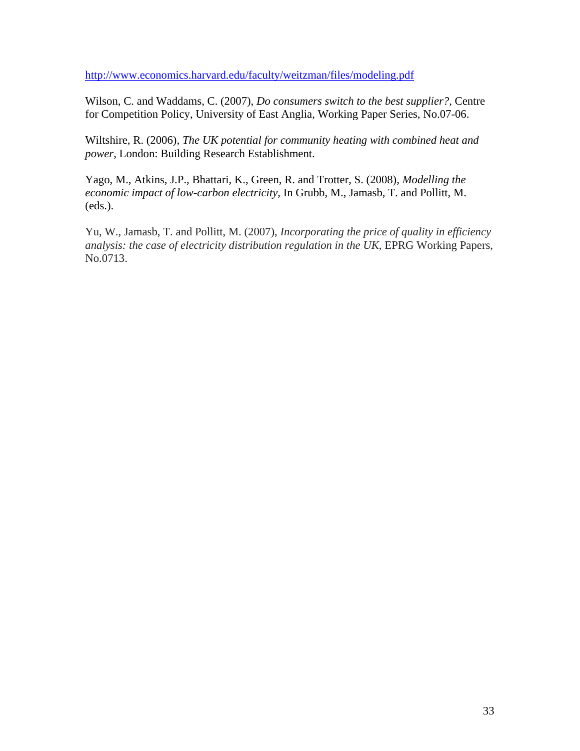http://www.economics.harvard.edu/faculty/weitzman/files/modeling.pdf

Wilson, C. and Waddams, C. (2007), *Do consumers switch to the best supplier?*, Centre for Competition Policy, University of East Anglia, Working Paper Series, No.07-06.

Wiltshire, R. (2006), *The UK potential for community heating with combined heat and power*, London: Building Research Establishment.

Yago, M., Atkins, J.P., Bhattari, K., Green, R. and Trotter, S. (2008), *Modelling the economic impact of low-carbon electricity*, In Grubb, M., Jamasb, T. and Pollitt, M. (eds.).

Yu, W., Jamasb, T. and Pollitt, M. (2007), *Incorporating the price of quality in efficiency analysis: the case of electricity distribution regulation in the UK*, EPRG Working Papers, No.0713.